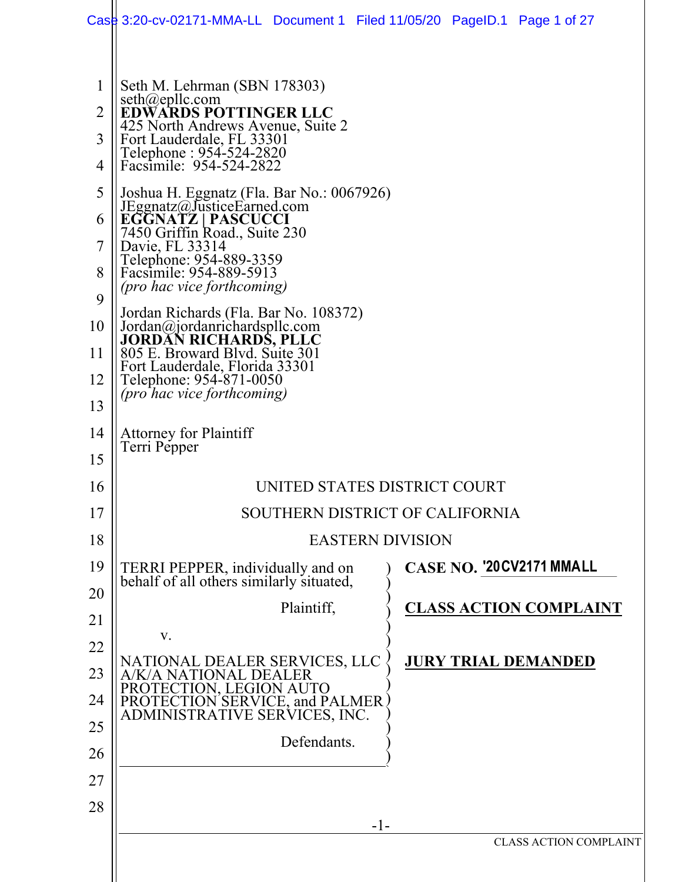Seth M. Lehrman (SBN 178303)
seth@epllc.com
**EDWARDS POTTINGER LLC**
425 North Andrews Avenue, Suite 2
Fort Lauderdale, FL 33301
Telephone : 954-524-2820
Facsimile: 954-524-2822

Joshua H. Eggnatz (Fla. Bar No.: 0067926)
JEggnatz@JusticeEarned.com
**EGGNATZ | PASCUCCI**
7450 Griffin Road., Suite 230
Davie, FL 33314
Telephone: 954-889-3359
Facsimile: 954-889-5913
*(pro hac vice forthcoming)*

Jordan Richards (Fla. Bar No. 108372)
Jordan@jordanrichardspllc.com
**JORDAN RICHARDS, PLLC**
805 E. Broward Blvd. Suite 301
Fort Lauderdale, Florida 33301
Telephone: 954-871-0050
*(pro hac vice forthcoming)*

Attorney for Plaintiff
Terri Pepper

UNITED STATES DISTRICT COURT

SOUTHERN DISTRICT OF CALIFORNIA

EASTERN DIVISION

TERRI PEPPER, individually and on behalf of all others similarly situated,

Plaintiff,

v.

NATIONAL DEALER SERVICES, LLC A/K/A NATIONAL DEALER PROTECTION, LEGION AUTO PROTECTION SERVICE, and PALMER ADMINISTRATIVE SERVICES, INC.

Defendants.

**CASE NO. '20CV2171 MMALL**

**CLASS ACTION COMPLAINT**

**JURY TRIAL DEMANDED**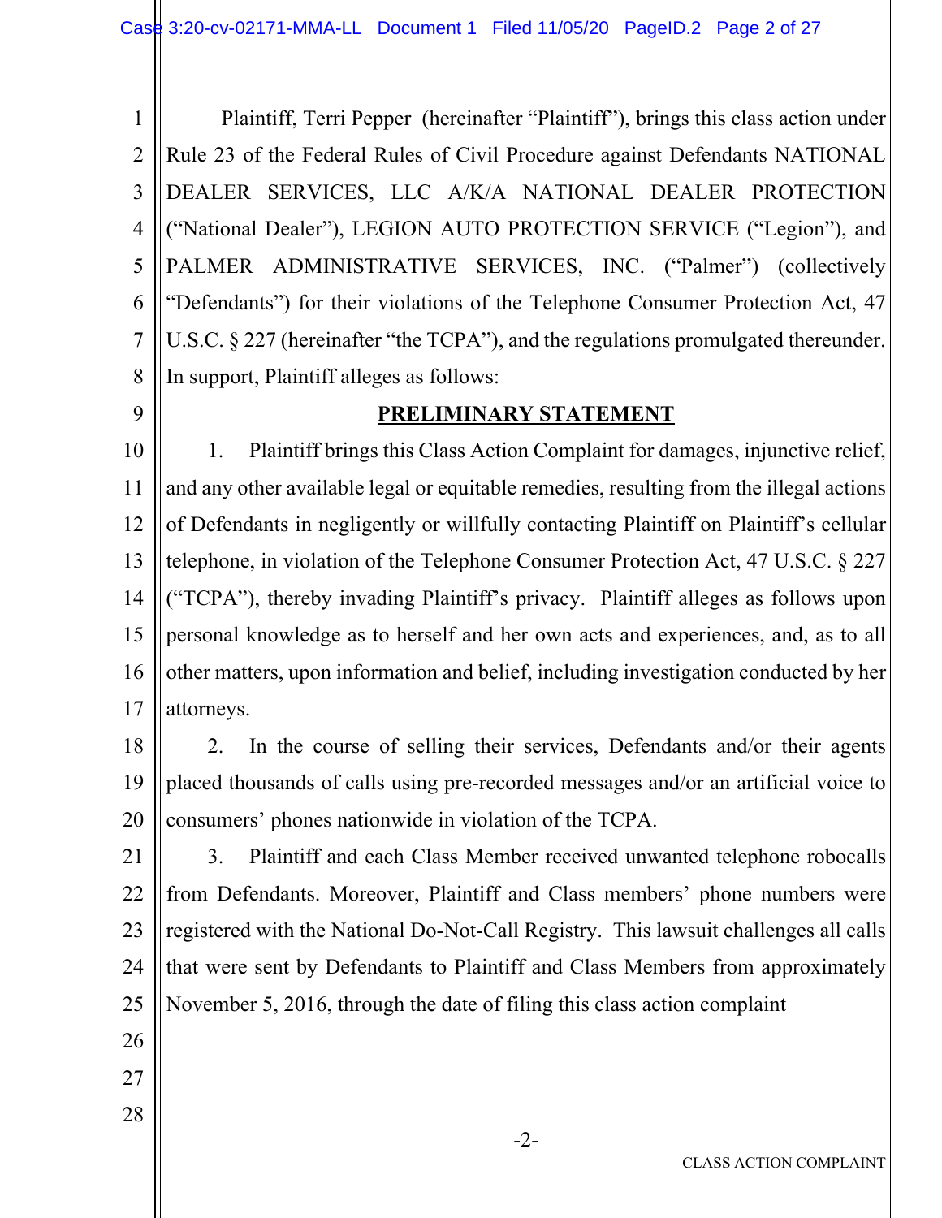Plaintiff, Terri Pepper (hereinafter "Plaintiff"), brings this class action under Rule 23 of the Federal Rules of Civil Procedure against Defendants NATIONAL DEALER SERVICES, LLC A/K/A NATIONAL DEALER PROTECTION ("National Dealer"), LEGION AUTO PROTECTION SERVICE ("Legion"), and PALMER ADMINISTRATIVE SERVICES, INC. ("Palmer") (collectively "Defendants") for their violations of the Telephone Consumer Protection Act, 47 U.S.C. § 227 (hereinafter "the TCPA"), and the regulations promulgated thereunder. In support, Plaintiff alleges as follows:

## PRELIMINARY STATEMENT

1. Plaintiff brings this Class Action Complaint for damages, injunctive relief, and any other available legal or equitable remedies, resulting from the illegal actions of Defendants in negligently or willfully contacting Plaintiff on Plaintiff's cellular telephone, in violation of the Telephone Consumer Protection Act, 47 U.S.C. § 227 ("TCPA"), thereby invading Plaintiff's privacy. Plaintiff alleges as follows upon personal knowledge as to herself and her own acts and experiences, and, as to all other matters, upon information and belief, including investigation conducted by her attorneys.

2. In the course of selling their services, Defendants and/or their agents placed thousands of calls using pre-recorded messages and/or an artificial voice to consumers' phones nationwide in violation of the TCPA.

3. Plaintiff and each Class Member received unwanted telephone robocalls from Defendants. Moreover, Plaintiff and Class members' phone numbers were registered with the National Do-Not-Call Registry. This lawsuit challenges all calls that were sent by Defendants to Plaintiff and Class Members from approximately November 5, 2016, through the date of filing this class action complaint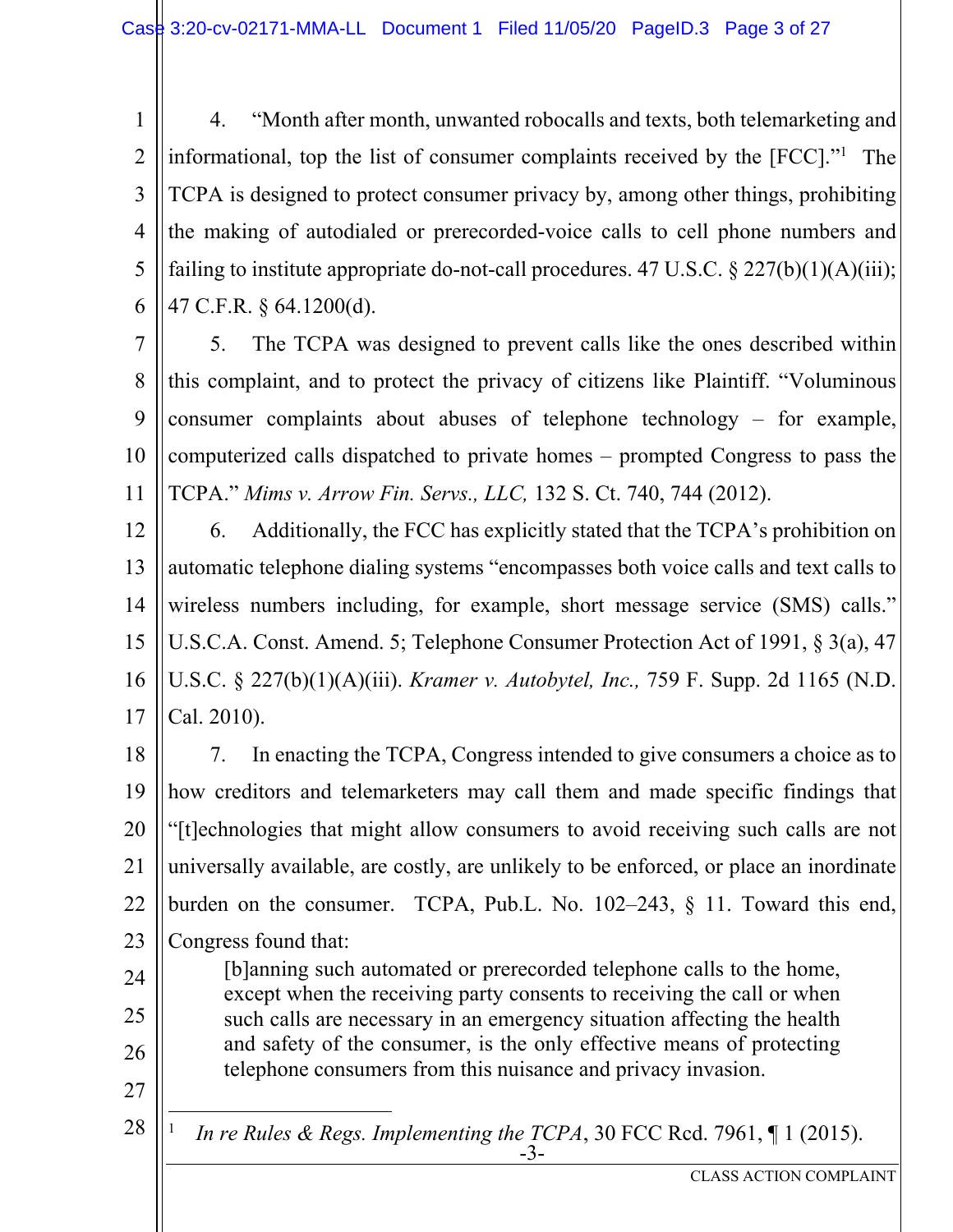4. "Month after month, unwanted robocalls and texts, both telemarketing and informational, top the list of consumer complaints received by the [FCC]."[1] The TCPA is designed to protect consumer privacy by, among other things, prohibiting the making of autodialed or prerecorded-voice calls to cell phone numbers and failing to institute appropriate do-not-call procedures. 47 U.S.C. § 227(b)(1)(A)(iii); 47 C.F.R. § 64.1200(d).

5. The TCPA was designed to prevent calls like the ones described within this complaint, and to protect the privacy of citizens like Plaintiff. "Voluminous consumer complaints about abuses of telephone technology – for example, computerized calls dispatched to private homes – prompted Congress to pass the TCPA." *Mims v. Arrow Fin. Servs., LLC,* 132 S. Ct. 740, 744 (2012).

6. Additionally, the FCC has explicitly stated that the TCPA's prohibition on automatic telephone dialing systems "encompasses both voice calls and text calls to wireless numbers including, for example, short message service (SMS) calls." U.S.C.A. Const. Amend. 5; Telephone Consumer Protection Act of 1991, § 3(a), 47 U.S.C. § 227(b)(1)(A)(iii). *Kramer v. Autobytel, Inc.,* 759 F. Supp. 2d 1165 (N.D. Cal. 2010).

7. In enacting the TCPA, Congress intended to give consumers a choice as to how creditors and telemarketers may call them and made specific findings that "[t]echnologies that might allow consumers to avoid receiving such calls are not universally available, are costly, are unlikely to be enforced, or place an inordinate burden on the consumer. TCPA, Pub.L. No. 102–243, § 11. Toward this end, Congress found that:

> [b]anning such automated or prerecorded telephone calls to the home, except when the receiving party consents to receiving the call or when such calls are necessary in an emergency situation affecting the health and safety of the consumer, is the only effective means of protecting telephone consumers from this nuisance and privacy invasion.

---

[1] *In re Rules & Regs. Implementing the TCPA*, 30 FCC Rcd. 7961, ¶ 1 (2015).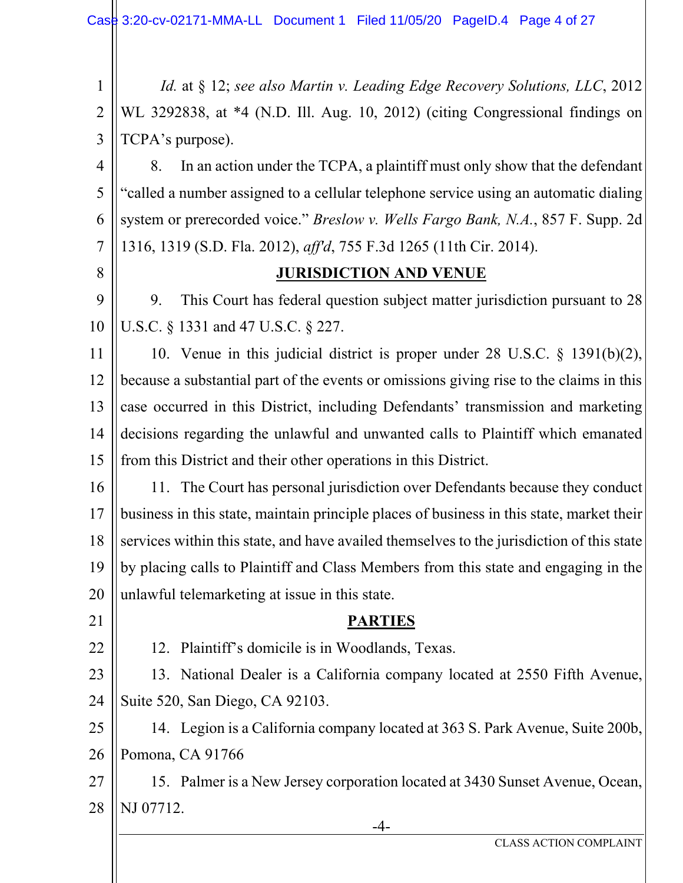*Id.* at § 12; *see also Martin v. Leading Edge Recovery Solutions, LLC*, 2012 WL 3292838, at *4 (N.D. Ill. Aug. 10, 2012) (citing Congressional findings on TCPA's purpose).

8. In an action under the TCPA, a plaintiff must only show that the defendant "called a number assigned to a cellular telephone service using an automatic dialing system or prerecorded voice." *Breslow v. Wells Fargo Bank, N.A.*, 857 F. Supp. 2d 1316, 1319 (S.D. Fla. 2012), *aff'd*, 755 F.3d 1265 (11th Cir. 2014).

**JURISDICTION AND VENUE**

9. This Court has federal question subject matter jurisdiction pursuant to 28 U.S.C. § 1331 and 47 U.S.C. § 227.

10. Venue in this judicial district is proper under 28 U.S.C. § 1391(b)(2), because a substantial part of the events or omissions giving rise to the claims in this case occurred in this District, including Defendants' transmission and marketing decisions regarding the unlawful and unwanted calls to Plaintiff which emanated from this District and their other operations in this District.

11. The Court has personal jurisdiction over Defendants because they conduct business in this state, maintain principle places of business in this state, market their services within this state, and have availed themselves to the jurisdiction of this state by placing calls to Plaintiff and Class Members from this state and engaging in the unlawful telemarketing at issue in this state.

**PARTIES**

12. Plaintiff's domicile is in Woodlands, Texas.

13. National Dealer is a California company located at 2550 Fifth Avenue, Suite 520, San Diego, CA 92103.

14. Legion is a California company located at 363 S. Park Avenue, Suite 200b, Pomona, CA 91766

15. Palmer is a New Jersey corporation located at 3430 Sunset Avenue, Ocean, NJ 07712.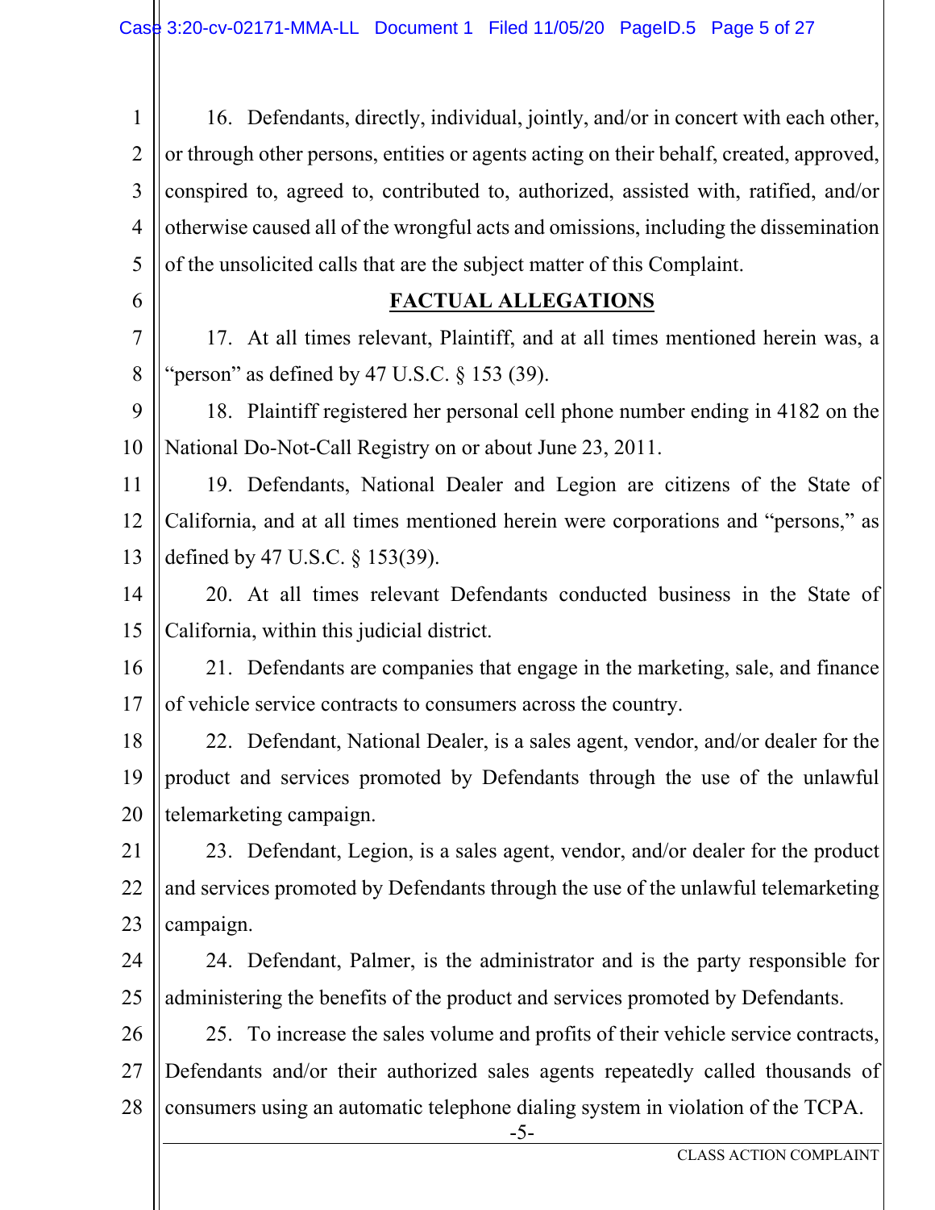16. Defendants, directly, individual, jointly, and/or in concert with each other, or through other persons, entities or agents acting on their behalf, created, approved, conspired to, agreed to, contributed to, authorized, assisted with, ratified, and/or otherwise caused all of the wrongful acts and omissions, including the dissemination of the unsolicited calls that are the subject matter of this Complaint.

## FACTUAL ALLEGATIONS

17. At all times relevant, Plaintiff, and at all times mentioned herein was, a "person" as defined by 47 U.S.C. § 153 (39).

18. Plaintiff registered her personal cell phone number ending in 4182 on the National Do-Not-Call Registry on or about June 23, 2011.

19. Defendants, National Dealer and Legion are citizens of the State of California, and at all times mentioned herein were corporations and "persons," as defined by 47 U.S.C. § 153(39).

20. At all times relevant Defendants conducted business in the State of California, within this judicial district.

21. Defendants are companies that engage in the marketing, sale, and finance of vehicle service contracts to consumers across the country.

22. Defendant, National Dealer, is a sales agent, vendor, and/or dealer for the product and services promoted by Defendants through the use of the unlawful telemarketing campaign.

23. Defendant, Legion, is a sales agent, vendor, and/or dealer for the product and services promoted by Defendants through the use of the unlawful telemarketing campaign.

24. Defendant, Palmer, is the administrator and is the party responsible for administering the benefits of the product and services promoted by Defendants.

25. To increase the sales volume and profits of their vehicle service contracts, Defendants and/or their authorized sales agents repeatedly called thousands of consumers using an automatic telephone dialing system in violation of the TCPA.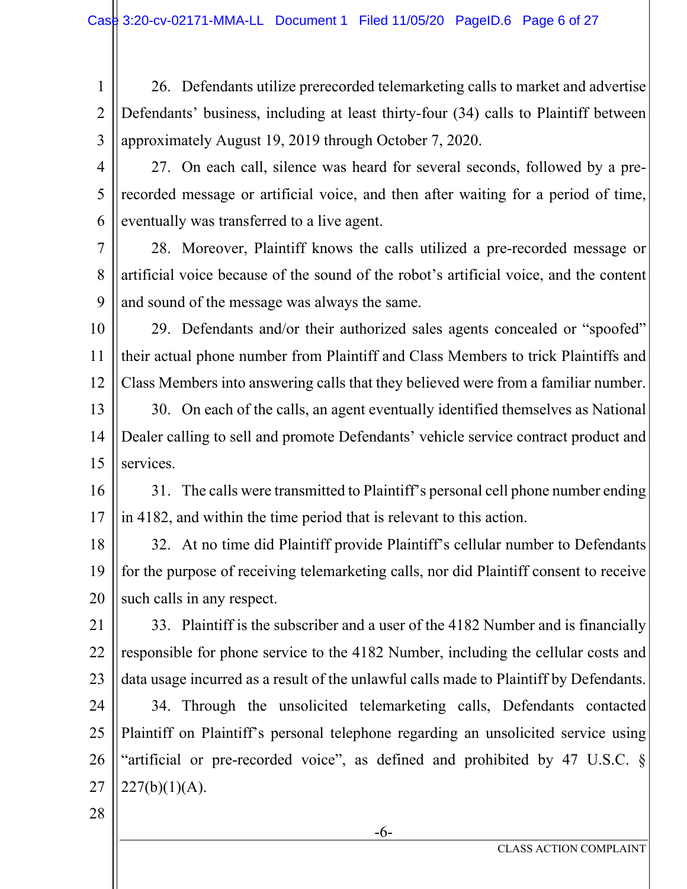26. Defendants utilize prerecorded telemarketing calls to market and advertise Defendants' business, including at least thirty-four (34) calls to Plaintiff between approximately August 19, 2019 through October 7, 2020.

27. On each call, silence was heard for several seconds, followed by a pre-recorded message or artificial voice, and then after waiting for a period of time, eventually was transferred to a live agent.

28. Moreover, Plaintiff knows the calls utilized a pre-recorded message or artificial voice because of the sound of the robot's artificial voice, and the content and sound of the message was always the same.

29. Defendants and/or their authorized sales agents concealed or "spoofed" their actual phone number from Plaintiff and Class Members to trick Plaintiffs and Class Members into answering calls that they believed were from a familiar number.

30. On each of the calls, an agent eventually identified themselves as National Dealer calling to sell and promote Defendants' vehicle service contract product and services.

31. The calls were transmitted to Plaintiff's personal cell phone number ending in 4182, and within the time period that is relevant to this action.

32. At no time did Plaintiff provide Plaintiff's cellular number to Defendants for the purpose of receiving telemarketing calls, nor did Plaintiff consent to receive such calls in any respect.

33. Plaintiff is the subscriber and a user of the 4182 Number and is financially responsible for phone service to the 4182 Number, including the cellular costs and data usage incurred as a result of the unlawful calls made to Plaintiff by Defendants.

34. Through the unsolicited telemarketing calls, Defendants contacted Plaintiff on Plaintiff's personal telephone regarding an unsolicited service using "artificial or pre-recorded voice", as defined and prohibited by 47 U.S.C. § 227(b)(1)(A).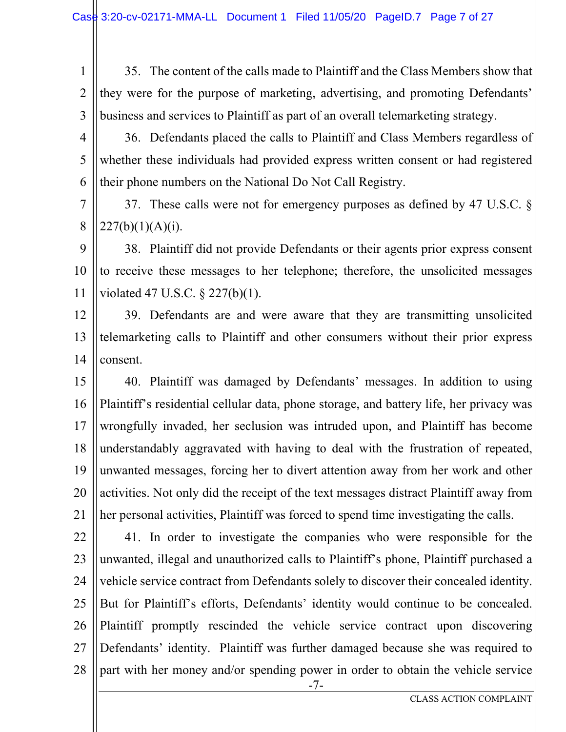35. The content of the calls made to Plaintiff and the Class Members show that they were for the purpose of marketing, advertising, and promoting Defendants' business and services to Plaintiff as part of an overall telemarketing strategy.

36. Defendants placed the calls to Plaintiff and Class Members regardless of whether these individuals had provided express written consent or had registered their phone numbers on the National Do Not Call Registry.

37. These calls were not for emergency purposes as defined by 47 U.S.C. § 227(b)(1)(A)(i).

38. Plaintiff did not provide Defendants or their agents prior express consent to receive these messages to her telephone; therefore, the unsolicited messages violated 47 U.S.C. § 227(b)(1).

39. Defendants are and were aware that they are transmitting unsolicited telemarketing calls to Plaintiff and other consumers without their prior express consent.

40. Plaintiff was damaged by Defendants' messages. In addition to using Plaintiff's residential cellular data, phone storage, and battery life, her privacy was wrongfully invaded, her seclusion was intruded upon, and Plaintiff has become understandably aggravated with having to deal with the frustration of repeated, unwanted messages, forcing her to divert attention away from her work and other activities. Not only did the receipt of the text messages distract Plaintiff away from her personal activities, Plaintiff was forced to spend time investigating the calls.

41. In order to investigate the companies who were responsible for the unwanted, illegal and unauthorized calls to Plaintiff's phone, Plaintiff purchased a vehicle service contract from Defendants solely to discover their concealed identity. But for Plaintiff's efforts, Defendants' identity would continue to be concealed. Plaintiff promptly rescinded the vehicle service contract upon discovering Defendants' identity. Plaintiff was further damaged because she was required to part with her money and/or spending power in order to obtain the vehicle service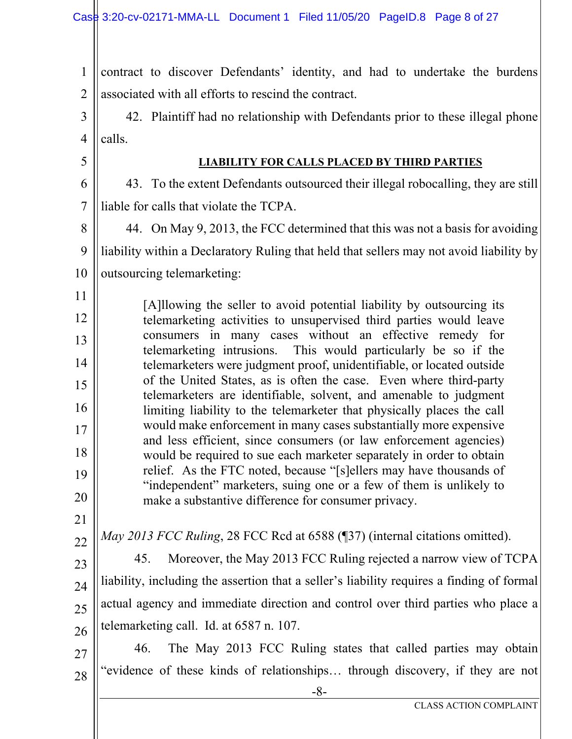contract to discover Defendants' identity, and had to undertake the burdens associated with all efforts to rescind the contract.

42. Plaintiff had no relationship with Defendants prior to these illegal phone calls.

**LIABILITY FOR CALLS PLACED BY THIRD PARTIES**

43. To the extent Defendants outsourced their illegal robocalling, they are still liable for calls that violate the TCPA.

44. On May 9, 2013, the FCC determined that this was not a basis for avoiding liability within a Declaratory Ruling that held that sellers may not avoid liability by outsourcing telemarketing:

> [A]llowing the seller to avoid potential liability by outsourcing its telemarketing activities to unsupervised third parties would leave consumers in many cases without an effective remedy for telemarketing intrusions. This would particularly be so if the telemarketers were judgment proof, unidentifiable, or located outside of the United States, as is often the case. Even where third-party telemarketers are identifiable, solvent, and amenable to judgment limiting liability to the telemarketer that physically places the call would make enforcement in many cases substantially more expensive and less efficient, since consumers (or law enforcement agencies) would be required to sue each marketer separately in order to obtain relief. As the FTC noted, because "[s]ellers may have thousands of "independent" marketers, suing one or a few of them is unlikely to make a substantive difference for consumer privacy.

*May 2013 FCC Ruling*, 28 FCC Rcd at 6588 (¶37) (internal citations omitted).

45. Moreover, the May 2013 FCC Ruling rejected a narrow view of TCPA liability, including the assertion that a seller's liability requires a finding of formal actual agency and immediate direction and control over third parties who place a telemarketing call. Id. at 6587 n. 107.

46. The May 2013 FCC Ruling states that called parties may obtain "evidence of these kinds of relationships… through discovery, if they are not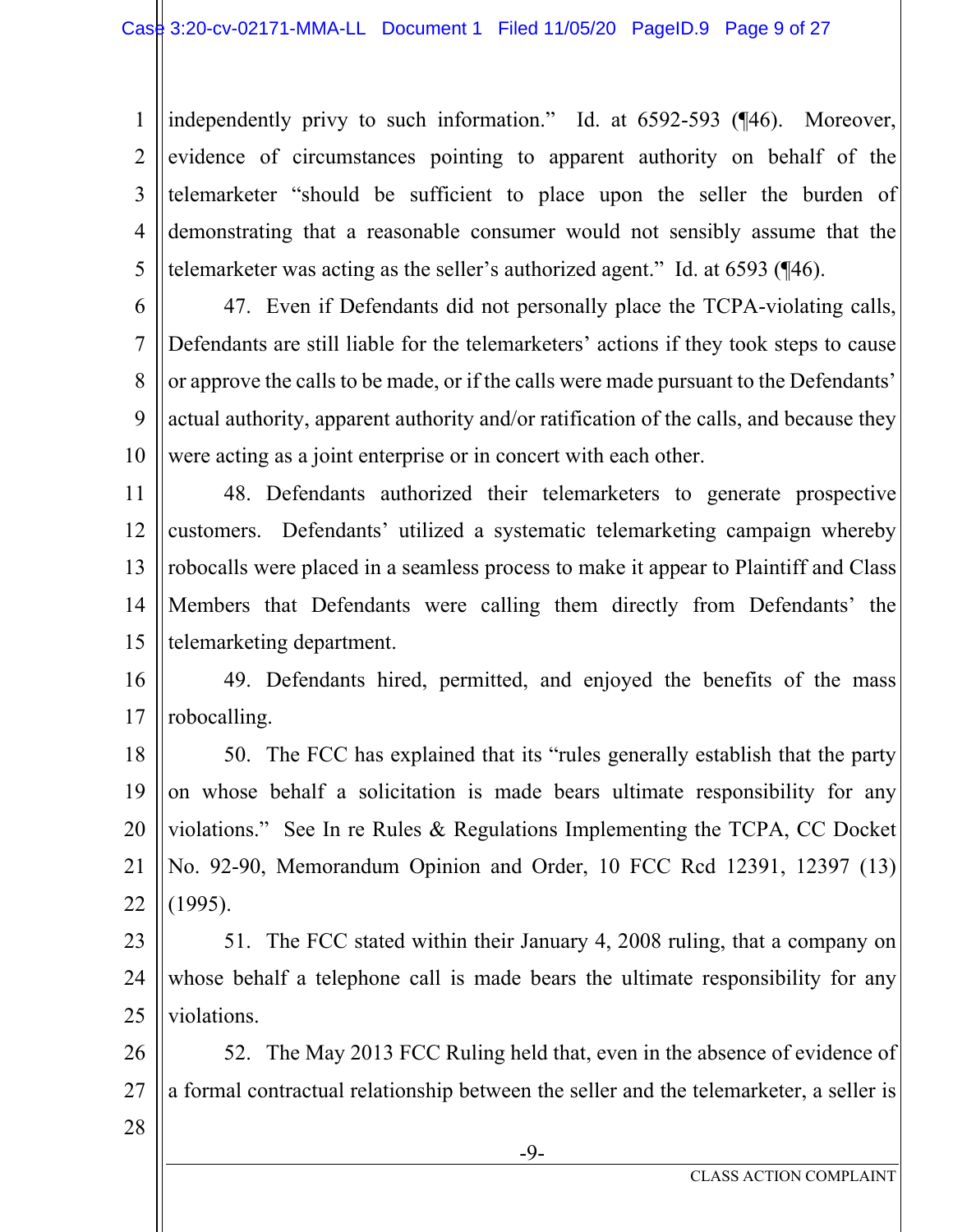independently privy to such information." Id. at 6592-593 (¶46). Moreover, evidence of circumstances pointing to apparent authority on behalf of the telemarketer "should be sufficient to place upon the seller the burden of demonstrating that a reasonable consumer would not sensibly assume that the telemarketer was acting as the seller's authorized agent." Id. at 6593 (¶46).

47. Even if Defendants did not personally place the TCPA-violating calls, Defendants are still liable for the telemarketers' actions if they took steps to cause or approve the calls to be made, or if the calls were made pursuant to the Defendants' actual authority, apparent authority and/or ratification of the calls, and because they were acting as a joint enterprise or in concert with each other.

48. Defendants authorized their telemarketers to generate prospective customers. Defendants' utilized a systematic telemarketing campaign whereby robocalls were placed in a seamless process to make it appear to Plaintiff and Class Members that Defendants were calling them directly from Defendants' the telemarketing department.

49. Defendants hired, permitted, and enjoyed the benefits of the mass robocalling.

50. The FCC has explained that its "rules generally establish that the party on whose behalf a solicitation is made bears ultimate responsibility for any violations." See In re Rules & Regulations Implementing the TCPA, CC Docket No. 92-90, Memorandum Opinion and Order, 10 FCC Rcd 12391, 12397 (13) (1995).

51. The FCC stated within their January 4, 2008 ruling, that a company on whose behalf a telephone call is made bears the ultimate responsibility for any violations.

52. The May 2013 FCC Ruling held that, even in the absence of evidence of a formal contractual relationship between the seller and the telemarketer, a seller is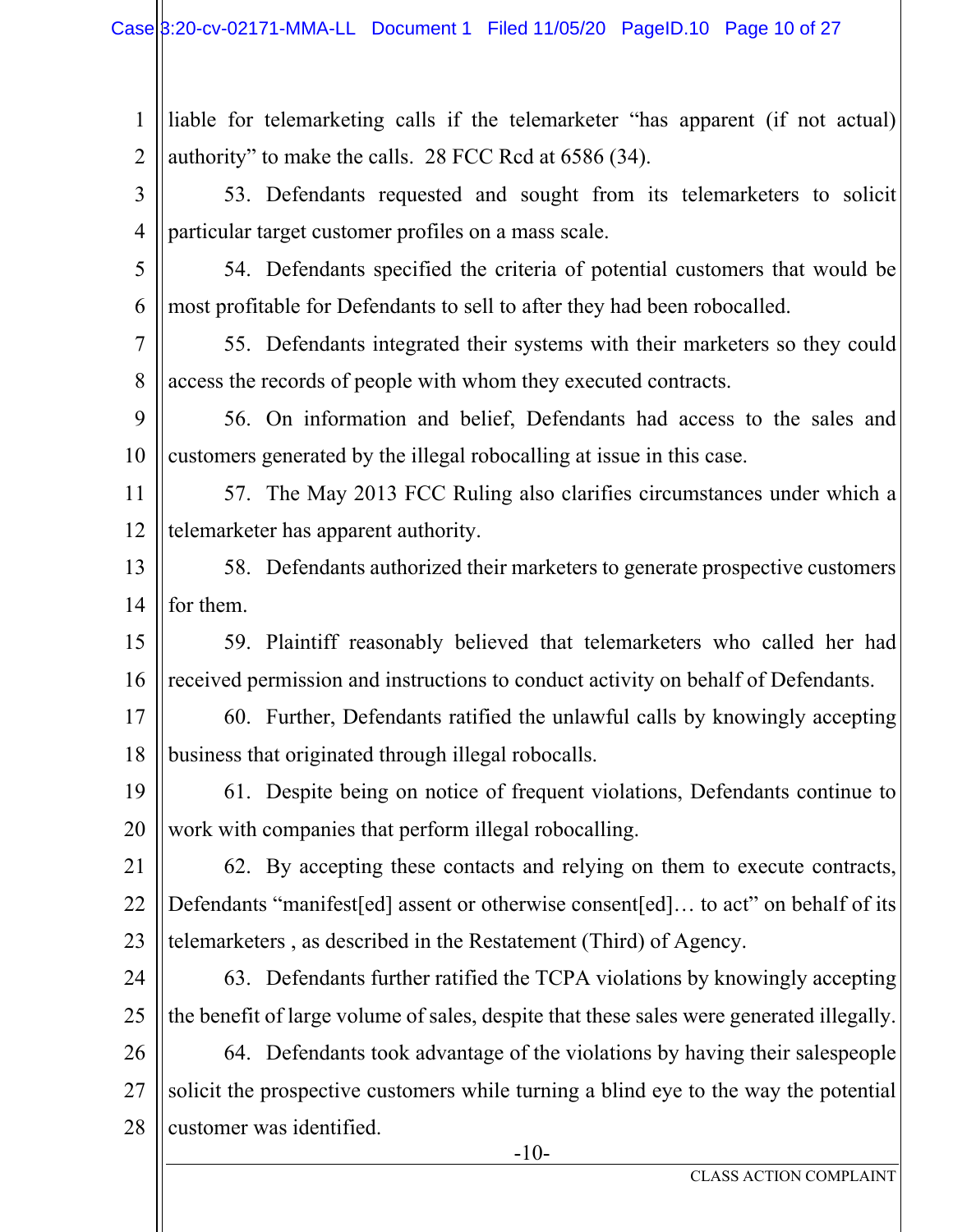liable for telemarketing calls if the telemarketer "has apparent (if not actual) authority" to make the calls. 28 FCC Rcd at 6586 (34).

53. Defendants requested and sought from its telemarketers to solicit particular target customer profiles on a mass scale.

54. Defendants specified the criteria of potential customers that would be most profitable for Defendants to sell to after they had been robocalled.

55. Defendants integrated their systems with their marketers so they could access the records of people with whom they executed contracts.

56. On information and belief, Defendants had access to the sales and customers generated by the illegal robocalling at issue in this case.

57. The May 2013 FCC Ruling also clarifies circumstances under which a telemarketer has apparent authority.

58. Defendants authorized their marketers to generate prospective customers for them.

59. Plaintiff reasonably believed that telemarketers who called her had received permission and instructions to conduct activity on behalf of Defendants.

60. Further, Defendants ratified the unlawful calls by knowingly accepting business that originated through illegal robocalls.

61. Despite being on notice of frequent violations, Defendants continue to work with companies that perform illegal robocalling.

62. By accepting these contacts and relying on them to execute contracts, Defendants "manifest[ed] assent or otherwise consent[ed]… to act" on behalf of its telemarketers , as described in the Restatement (Third) of Agency.

63. Defendants further ratified the TCPA violations by knowingly accepting the benefit of large volume of sales, despite that these sales were generated illegally.

64. Defendants took advantage of the violations by having their salespeople solicit the prospective customers while turning a blind eye to the way the potential customer was identified.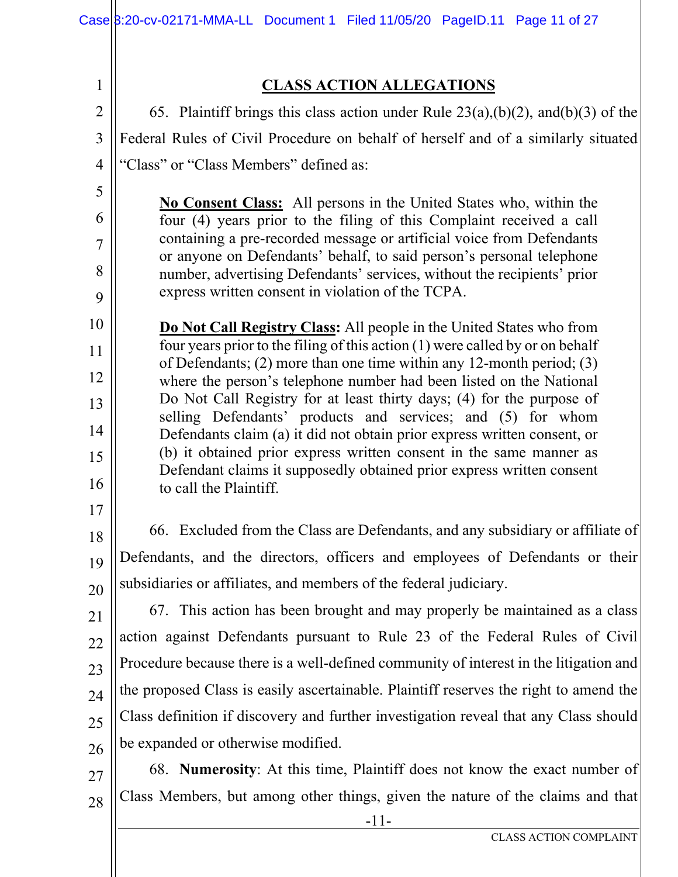## CLASS ACTION ALLEGATIONS

65. Plaintiff brings this class action under Rule 23(a),(b)(2), and(b)(3) of the Federal Rules of Civil Procedure on behalf of herself and of a similarly situated "Class" or "Class Members" defined as:

> **No Consent Class:** All persons in the United States who, within the four (4) years prior to the filing of this Complaint received a call containing a pre-recorded message or artificial voice from Defendants or anyone on Defendants' behalf, to said person's personal telephone number, advertising Defendants' services, without the recipients' prior express written consent in violation of the TCPA.

> **Do Not Call Registry Class:** All people in the United States who from four years prior to the filing of this action (1) were called by or on behalf of Defendants; (2) more than one time within any 12-month period; (3) where the person's telephone number had been listed on the National Do Not Call Registry for at least thirty days; (4) for the purpose of selling Defendants' products and services; and (5) for whom Defendants claim (a) it did not obtain prior express written consent, or (b) it obtained prior express written consent in the same manner as Defendant claims it supposedly obtained prior express written consent to call the Plaintiff.

66. Excluded from the Class are Defendants, and any subsidiary or affiliate of Defendants, and the directors, officers and employees of Defendants or their subsidiaries or affiliates, and members of the federal judiciary.

67. This action has been brought and may properly be maintained as a class action against Defendants pursuant to Rule 23 of the Federal Rules of Civil Procedure because there is a well-defined community of interest in the litigation and the proposed Class is easily ascertainable. Plaintiff reserves the right to amend the Class definition if discovery and further investigation reveal that any Class should be expanded or otherwise modified.

68. **Numerosity**: At this time, Plaintiff does not know the exact number of Class Members, but among other things, given the nature of the claims and that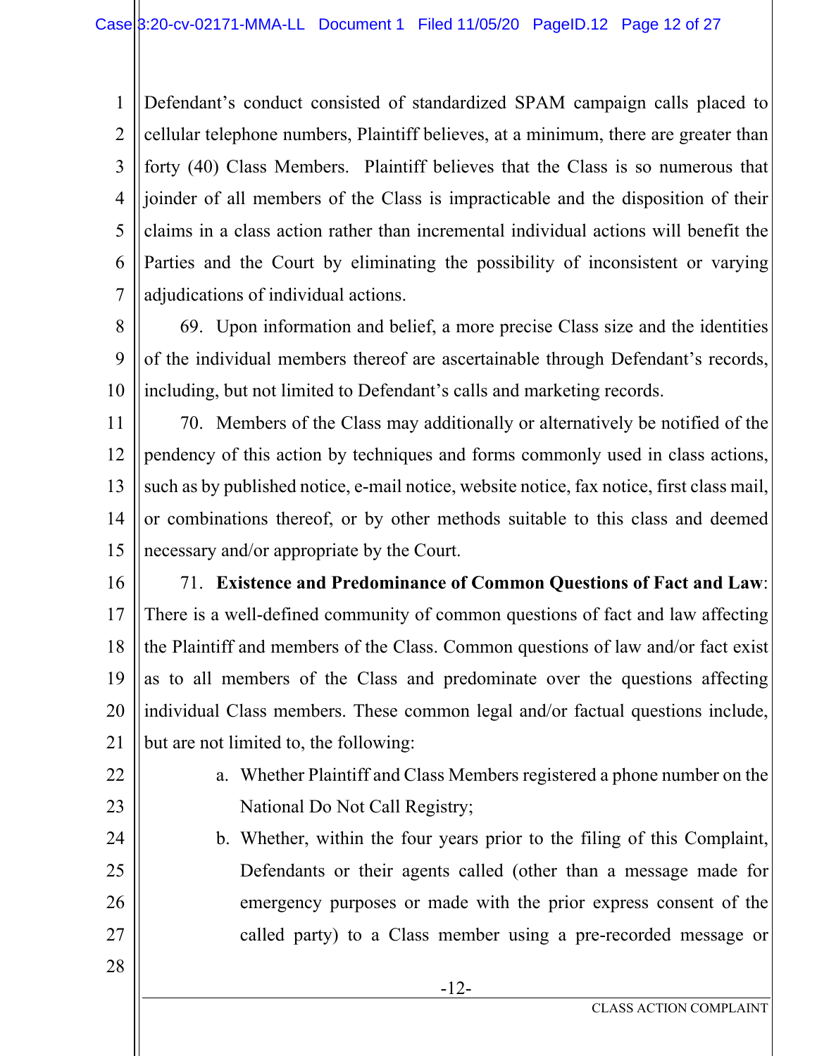Defendant's conduct consisted of standardized SPAM campaign calls placed to cellular telephone numbers, Plaintiff believes, at a minimum, there are greater than forty (40) Class Members. Plaintiff believes that the Class is so numerous that joinder of all members of the Class is impracticable and the disposition of their claims in a class action rather than incremental individual actions will benefit the Parties and the Court by eliminating the possibility of inconsistent or varying adjudications of individual actions.

69. Upon information and belief, a more precise Class size and the identities of the individual members thereof are ascertainable through Defendant's records, including, but not limited to Defendant's calls and marketing records.

70. Members of the Class may additionally or alternatively be notified of the pendency of this action by techniques and forms commonly used in class actions, such as by published notice, e-mail notice, website notice, fax notice, first class mail, or combinations thereof, or by other methods suitable to this class and deemed necessary and/or appropriate by the Court.

71. **Existence and Predominance of Common Questions of Fact and Law**: There is a well-defined community of common questions of fact and law affecting the Plaintiff and members of the Class. Common questions of law and/or fact exist as to all members of the Class and predominate over the questions affecting individual Class members. These common legal and/or factual questions include, but are not limited to, the following:

a. Whether Plaintiff and Class Members registered a phone number on the National Do Not Call Registry;

b. Whether, within the four years prior to the filing of this Complaint, Defendants or their agents called (other than a message made for emergency purposes or made with the prior express consent of the called party) to a Class member using a pre-recorded message or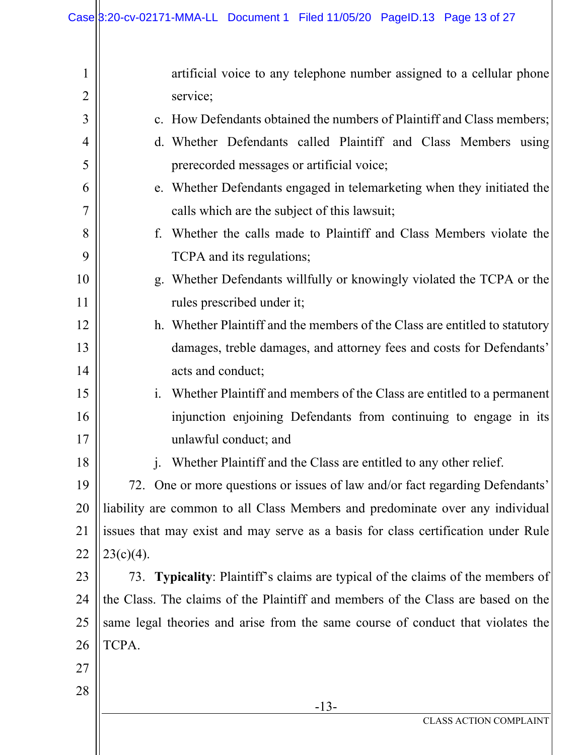artificial voice to any telephone number assigned to a cellular phone service;

c. How Defendants obtained the numbers of Plaintiff and Class members;

d. Whether Defendants called Plaintiff and Class Members using prerecorded messages or artificial voice;

e. Whether Defendants engaged in telemarketing when they initiated the calls which are the subject of this lawsuit;

f. Whether the calls made to Plaintiff and Class Members violate the TCPA and its regulations;

g. Whether Defendants willfully or knowingly violated the TCPA or the rules prescribed under it;

h. Whether Plaintiff and the members of the Class are entitled to statutory damages, treble damages, and attorney fees and costs for Defendants' acts and conduct;

i. Whether Plaintiff and members of the Class are entitled to a permanent injunction enjoining Defendants from continuing to engage in its unlawful conduct; and

j. Whether Plaintiff and the Class are entitled to any other relief.

72. One or more questions or issues of law and/or fact regarding Defendants' liability are common to all Class Members and predominate over any individual issues that may exist and may serve as a basis for class certification under Rule 23(c)(4).

73. **Typicality**: Plaintiff's claims are typical of the claims of the members of the Class. The claims of the Plaintiff and members of the Class are based on the same legal theories and arise from the same course of conduct that violates the TCPA.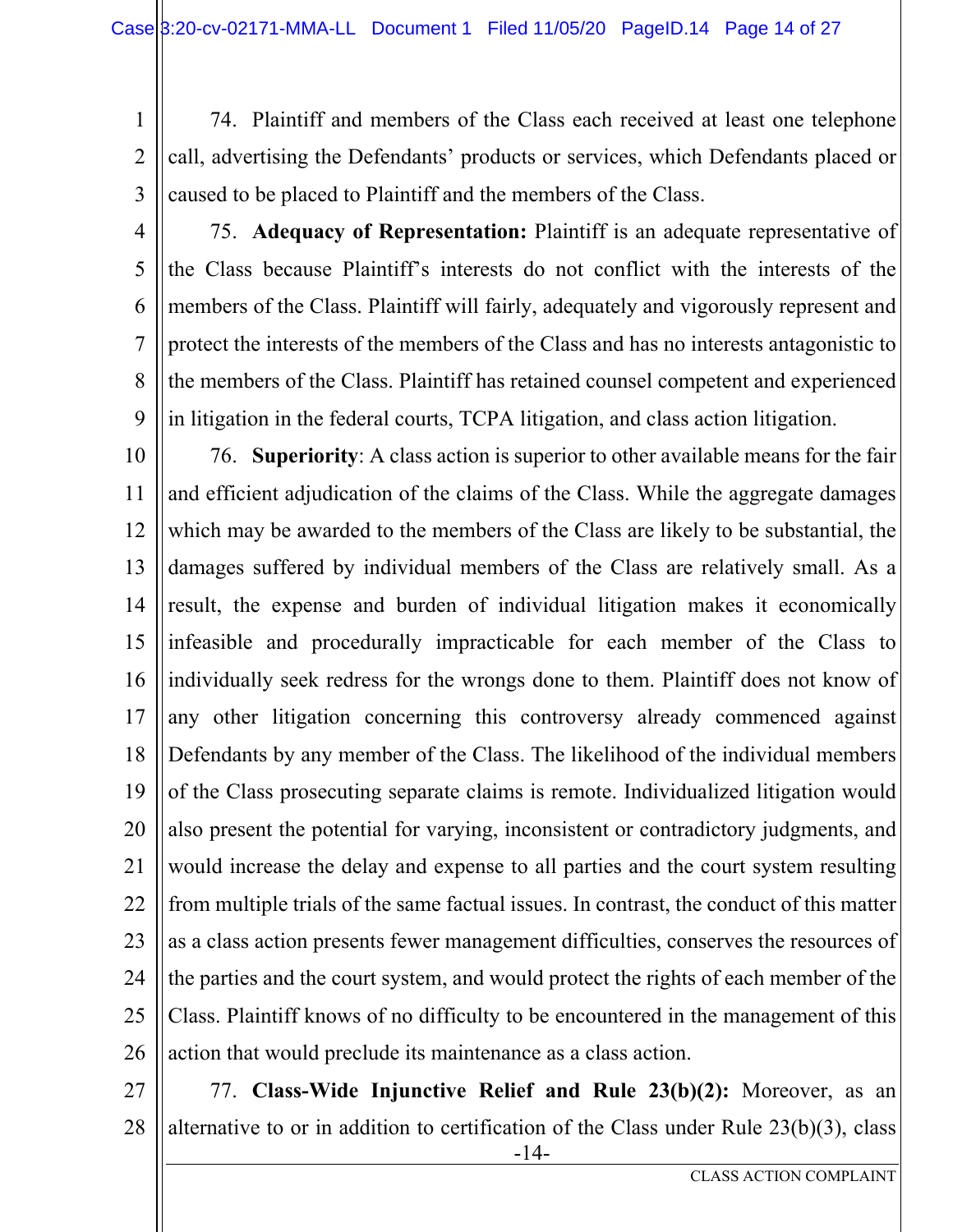74. Plaintiff and members of the Class each received at least one telephone call, advertising the Defendants' products or services, which Defendants placed or caused to be placed to Plaintiff and the members of the Class.

75. **Adequacy of Representation:** Plaintiff is an adequate representative of the Class because Plaintiff's interests do not conflict with the interests of the members of the Class. Plaintiff will fairly, adequately and vigorously represent and protect the interests of the members of the Class and has no interests antagonistic to the members of the Class. Plaintiff has retained counsel competent and experienced in litigation in the federal courts, TCPA litigation, and class action litigation.

76. **Superiority**: A class action is superior to other available means for the fair and efficient adjudication of the claims of the Class. While the aggregate damages which may be awarded to the members of the Class are likely to be substantial, the damages suffered by individual members of the Class are relatively small. As a result, the expense and burden of individual litigation makes it economically infeasible and procedurally impracticable for each member of the Class to individually seek redress for the wrongs done to them. Plaintiff does not know of any other litigation concerning this controversy already commenced against Defendants by any member of the Class. The likelihood of the individual members of the Class prosecuting separate claims is remote. Individualized litigation would also present the potential for varying, inconsistent or contradictory judgments, and would increase the delay and expense to all parties and the court system resulting from multiple trials of the same factual issues. In contrast, the conduct of this matter as a class action presents fewer management difficulties, conserves the resources of the parties and the court system, and would protect the rights of each member of the Class. Plaintiff knows of no difficulty to be encountered in the management of this action that would preclude its maintenance as a class action.

77. **Class-Wide Injunctive Relief and Rule 23(b)(2):** Moreover, as an alternative to or in addition to certification of the Class under Rule 23(b)(3), class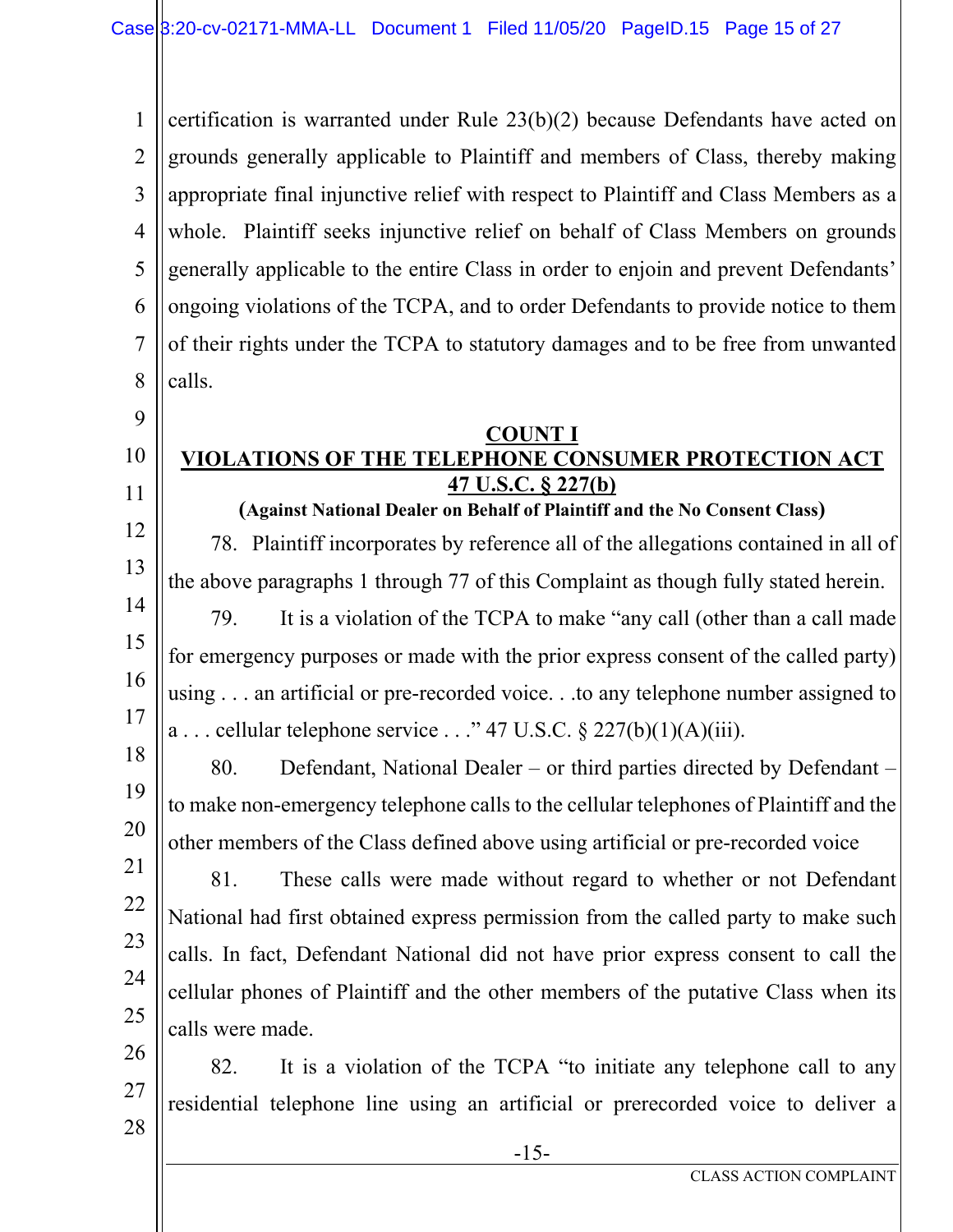certification is warranted under Rule 23(b)(2) because Defendants have acted on grounds generally applicable to Plaintiff and members of Class, thereby making appropriate final injunctive relief with respect to Plaintiff and Class Members as a whole. Plaintiff seeks injunctive relief on behalf of Class Members on grounds generally applicable to the entire Class in order to enjoin and prevent Defendants' ongoing violations of the TCPA, and to order Defendants to provide notice to them of their rights under the TCPA to statutory damages and to be free from unwanted calls.

**COUNT I**

**VIOLATIONS OF THE TELEPHONE CONSUMER PROTECTION ACT**

**47 U.S.C. § 227(b)**

**(Against National Dealer on Behalf of Plaintiff and the No Consent Class)**

78. Plaintiff incorporates by reference all of the allegations contained in all of the above paragraphs 1 through 77 of this Complaint as though fully stated herein.

79. It is a violation of the TCPA to make "any call (other than a call made for emergency purposes or made with the prior express consent of the called party) using . . . an artificial or pre-recorded voice. . .to any telephone number assigned to a . . . cellular telephone service . . ." 47 U.S.C. § 227(b)(1)(A)(iii).

80. Defendant, National Dealer – or third parties directed by Defendant – to make non-emergency telephone calls to the cellular telephones of Plaintiff and the other members of the Class defined above using artificial or pre-recorded voice

81. These calls were made without regard to whether or not Defendant National had first obtained express permission from the called party to make such calls. In fact, Defendant National did not have prior express consent to call the cellular phones of Plaintiff and the other members of the putative Class when its calls were made.

82. It is a violation of the TCPA "to initiate any telephone call to any residential telephone line using an artificial or prerecorded voice to deliver a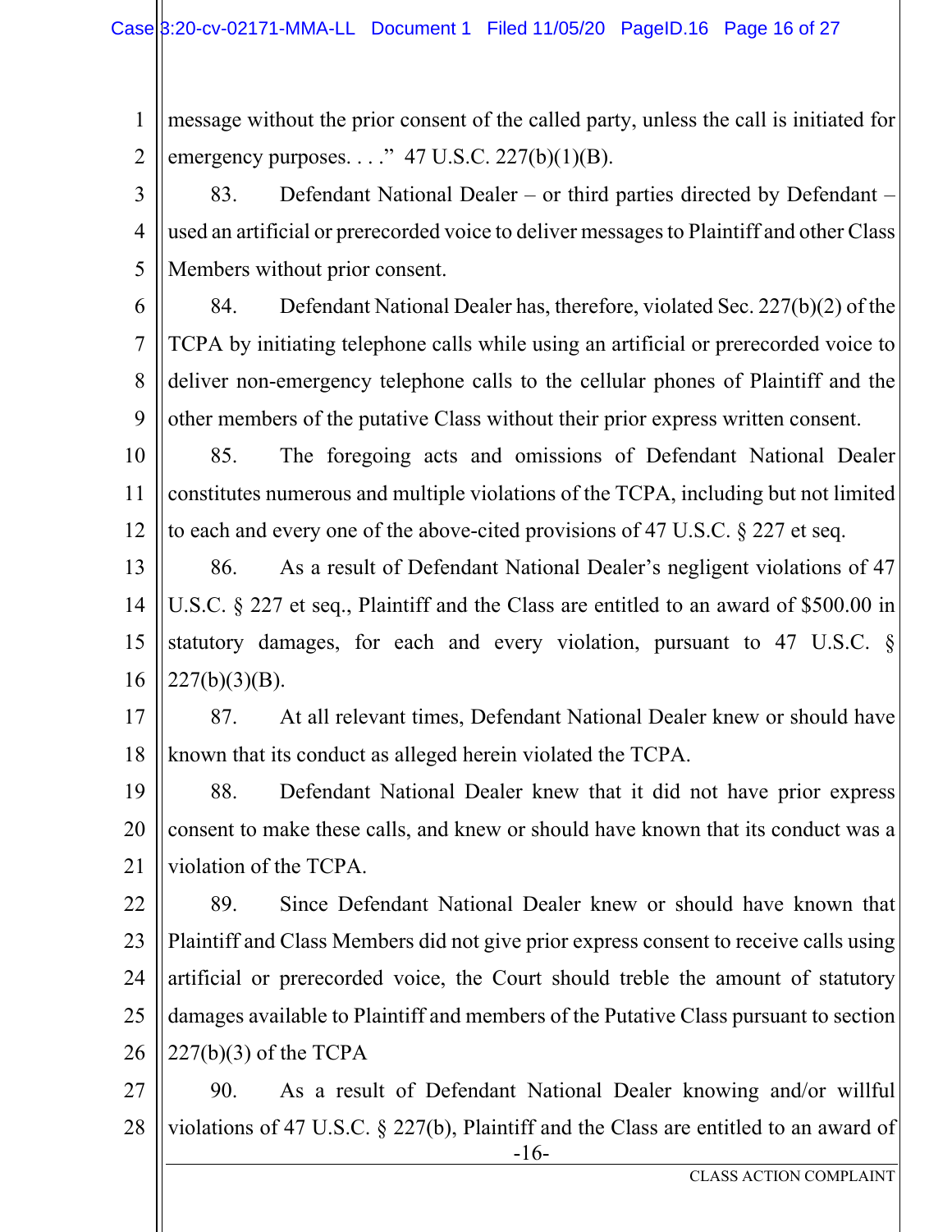message without the prior consent of the called party, unless the call is initiated for emergency purposes. . . ." 47 U.S.C. 227(b)(1)(B).

83. Defendant National Dealer – or third parties directed by Defendant – used an artificial or prerecorded voice to deliver messages to Plaintiff and other Class Members without prior consent.

84. Defendant National Dealer has, therefore, violated Sec. 227(b)(2) of the TCPA by initiating telephone calls while using an artificial or prerecorded voice to deliver non-emergency telephone calls to the cellular phones of Plaintiff and the other members of the putative Class without their prior express written consent.

85. The foregoing acts and omissions of Defendant National Dealer constitutes numerous and multiple violations of the TCPA, including but not limited to each and every one of the above-cited provisions of 47 U.S.C. § 227 et seq.

86. As a result of Defendant National Dealer's negligent violations of 47 U.S.C. § 227 et seq., Plaintiff and the Class are entitled to an award of $500.00 in statutory damages, for each and every violation, pursuant to 47 U.S.C. § 227(b)(3)(B).

87. At all relevant times, Defendant National Dealer knew or should have known that its conduct as alleged herein violated the TCPA.

88. Defendant National Dealer knew that it did not have prior express consent to make these calls, and knew or should have known that its conduct was a violation of the TCPA.

89. Since Defendant National Dealer knew or should have known that Plaintiff and Class Members did not give prior express consent to receive calls using artificial or prerecorded voice, the Court should treble the amount of statutory damages available to Plaintiff and members of the Putative Class pursuant to section 227(b)(3) of the TCPA

90. As a result of Defendant National Dealer knowing and/or willful violations of 47 U.S.C. § 227(b), Plaintiff and the Class are entitled to an award of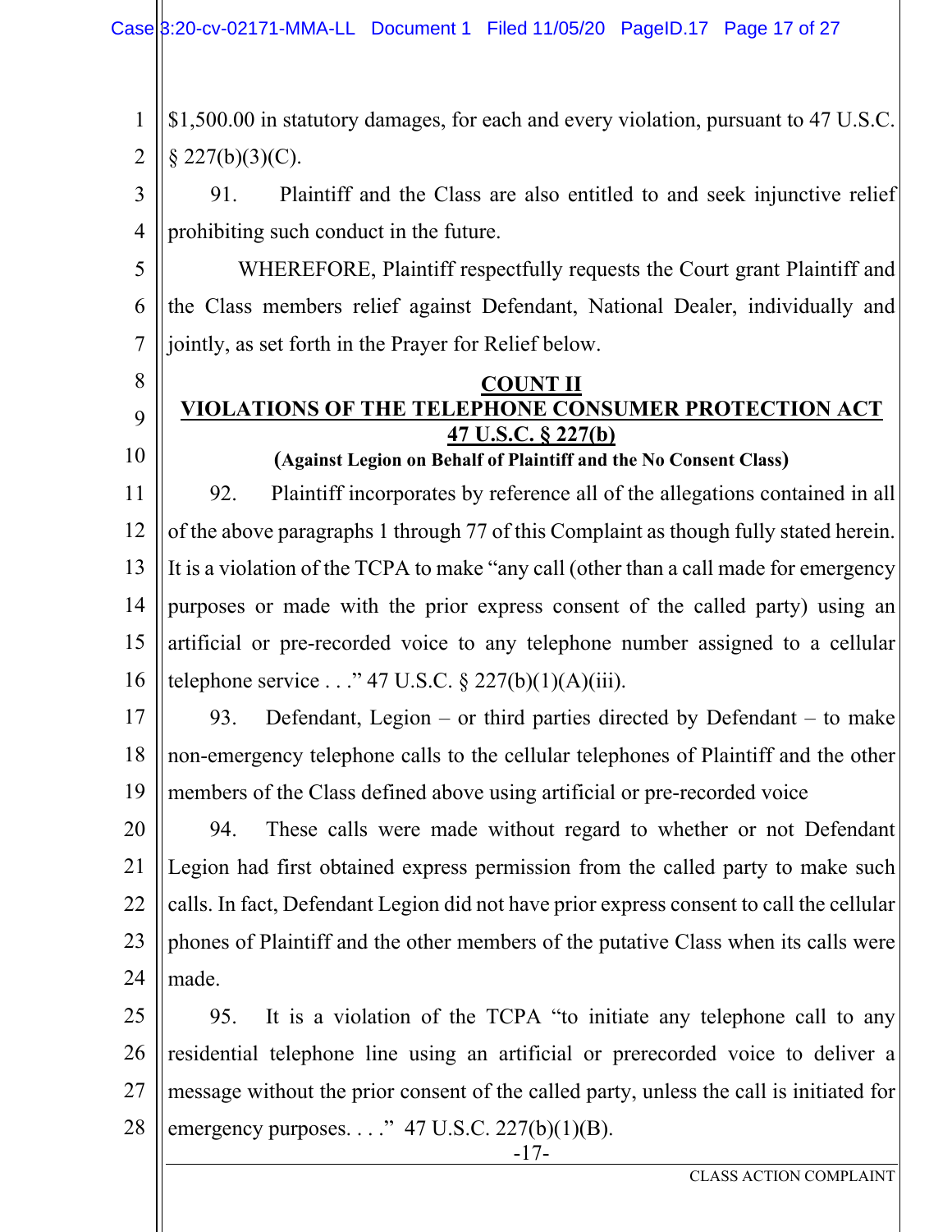$1,500.00 in statutory damages, for each and every violation, pursuant to 47 U.S.C. § 227(b)(3)(C).

91. Plaintiff and the Class are also entitled to and seek injunctive relief prohibiting such conduct in the future.

WHEREFORE, Plaintiff respectfully requests the Court grant Plaintiff and the Class members relief against Defendant, National Dealer, individually and jointly, as set forth in the Prayer for Relief below.

## COUNT II
## VIOLATIONS OF THE TELEPHONE CONSUMER PROTECTION ACT
## 47 U.S.C. § 227(b)
**(Against Legion on Behalf of Plaintiff and the No Consent Class)**

92. Plaintiff incorporates by reference all of the allegations contained in all of the above paragraphs 1 through 77 of this Complaint as though fully stated herein. It is a violation of the TCPA to make "any call (other than a call made for emergency purposes or made with the prior express consent of the called party) using an artificial or pre-recorded voice to any telephone number assigned to a cellular telephone service . . ." 47 U.S.C. § 227(b)(1)(A)(iii).

93. Defendant, Legion – or third parties directed by Defendant – to make non-emergency telephone calls to the cellular telephones of Plaintiff and the other members of the Class defined above using artificial or pre-recorded voice

94. These calls were made without regard to whether or not Defendant Legion had first obtained express permission from the called party to make such calls. In fact, Defendant Legion did not have prior express consent to call the cellular phones of Plaintiff and the other members of the putative Class when its calls were made.

95. It is a violation of the TCPA "to initiate any telephone call to any residential telephone line using an artificial or prerecorded voice to deliver a message without the prior consent of the called party, unless the call is initiated for emergency purposes. . . ." 47 U.S.C. 227(b)(1)(B).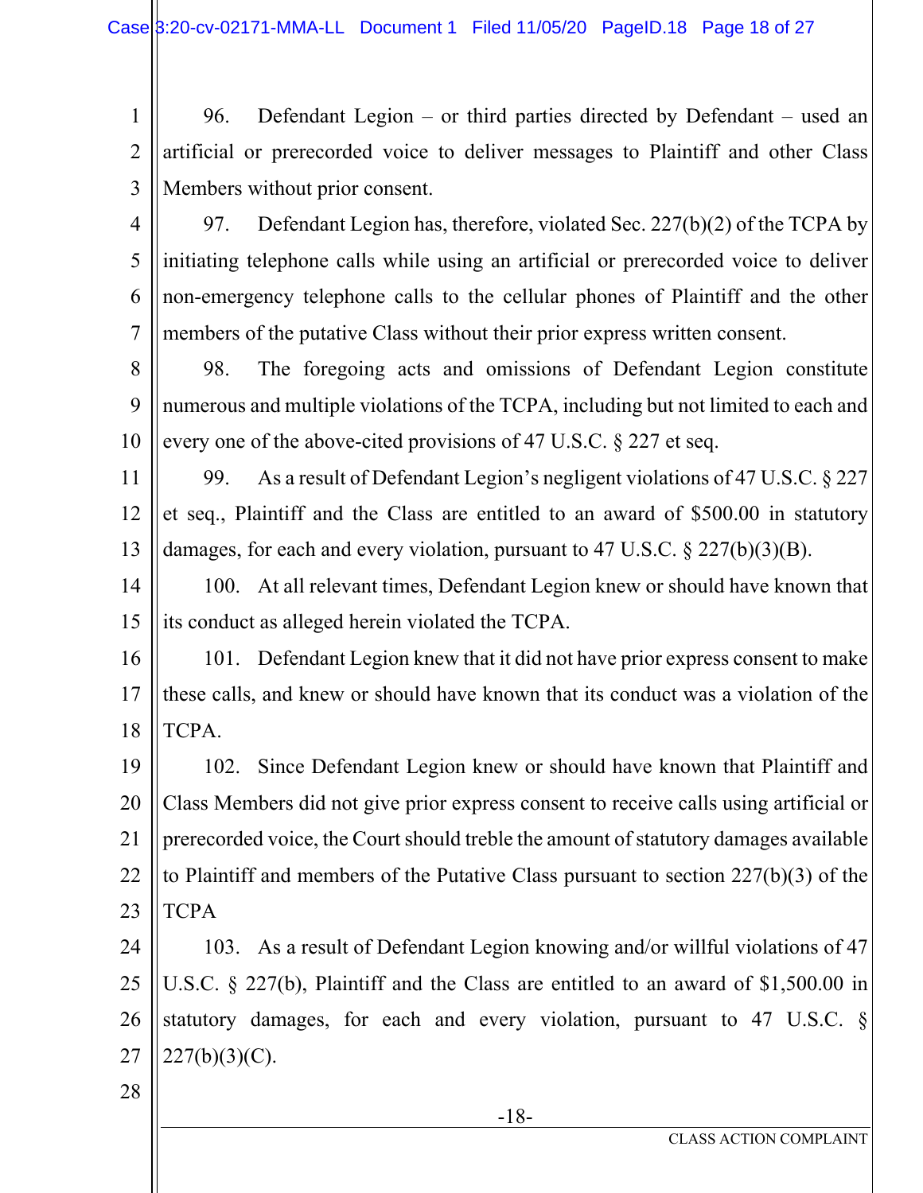96. Defendant Legion – or third parties directed by Defendant – used an artificial or prerecorded voice to deliver messages to Plaintiff and other Class Members without prior consent.

97. Defendant Legion has, therefore, violated Sec. 227(b)(2) of the TCPA by initiating telephone calls while using an artificial or prerecorded voice to deliver non-emergency telephone calls to the cellular phones of Plaintiff and the other members of the putative Class without their prior express written consent.

98. The foregoing acts and omissions of Defendant Legion constitute numerous and multiple violations of the TCPA, including but not limited to each and every one of the above-cited provisions of 47 U.S.C. § 227 et seq.

99. As a result of Defendant Legion's negligent violations of 47 U.S.C. § 227 et seq., Plaintiff and the Class are entitled to an award of $500.00 in statutory damages, for each and every violation, pursuant to 47 U.S.C. § 227(b)(3)(B).

100. At all relevant times, Defendant Legion knew or should have known that its conduct as alleged herein violated the TCPA.

101. Defendant Legion knew that it did not have prior express consent to make these calls, and knew or should have known that its conduct was a violation of the TCPA.

102. Since Defendant Legion knew or should have known that Plaintiff and Class Members did not give prior express consent to receive calls using artificial or prerecorded voice, the Court should treble the amount of statutory damages available to Plaintiff and members of the Putative Class pursuant to section 227(b)(3) of the TCPA

103. As a result of Defendant Legion knowing and/or willful violations of 47 U.S.C. § 227(b), Plaintiff and the Class are entitled to an award of $1,500.00 in statutory damages, for each and every violation, pursuant to 47 U.S.C. § 227(b)(3)(C).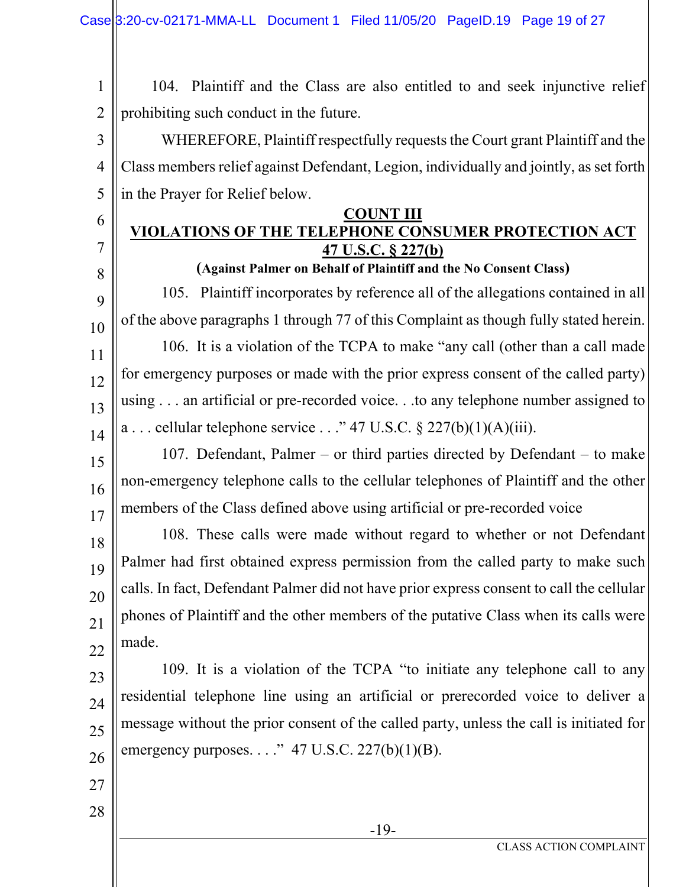104. Plaintiff and the Class are also entitled to and seek injunctive relief prohibiting such conduct in the future.

WHEREFORE, Plaintiff respectfully requests the Court grant Plaintiff and the Class members relief against Defendant, Legion, individually and jointly, as set forth in the Prayer for Relief below.

## COUNT III
## VIOLATIONS OF THE TELEPHONE CONSUMER PROTECTION ACT 47 U.S.C. § 227(b)

**(Against Palmer on Behalf of Plaintiff and the No Consent Class)**

105. Plaintiff incorporates by reference all of the allegations contained in all of the above paragraphs 1 through 77 of this Complaint as though fully stated herein.

106. It is a violation of the TCPA to make "any call (other than a call made for emergency purposes or made with the prior express consent of the called party) using . . . an artificial or pre-recorded voice. . .to any telephone number assigned to a . . . cellular telephone service . . ." 47 U.S.C. § 227(b)(1)(A)(iii).

107. Defendant, Palmer – or third parties directed by Defendant – to make non-emergency telephone calls to the cellular telephones of Plaintiff and the other members of the Class defined above using artificial or pre-recorded voice

108. These calls were made without regard to whether or not Defendant Palmer had first obtained express permission from the called party to make such calls. In fact, Defendant Palmer did not have prior express consent to call the cellular phones of Plaintiff and the other members of the putative Class when its calls were made.

109. It is a violation of the TCPA "to initiate any telephone call to any residential telephone line using an artificial or prerecorded voice to deliver a message without the prior consent of the called party, unless the call is initiated for emergency purposes. . . ." 47 U.S.C. 227(b)(1)(B).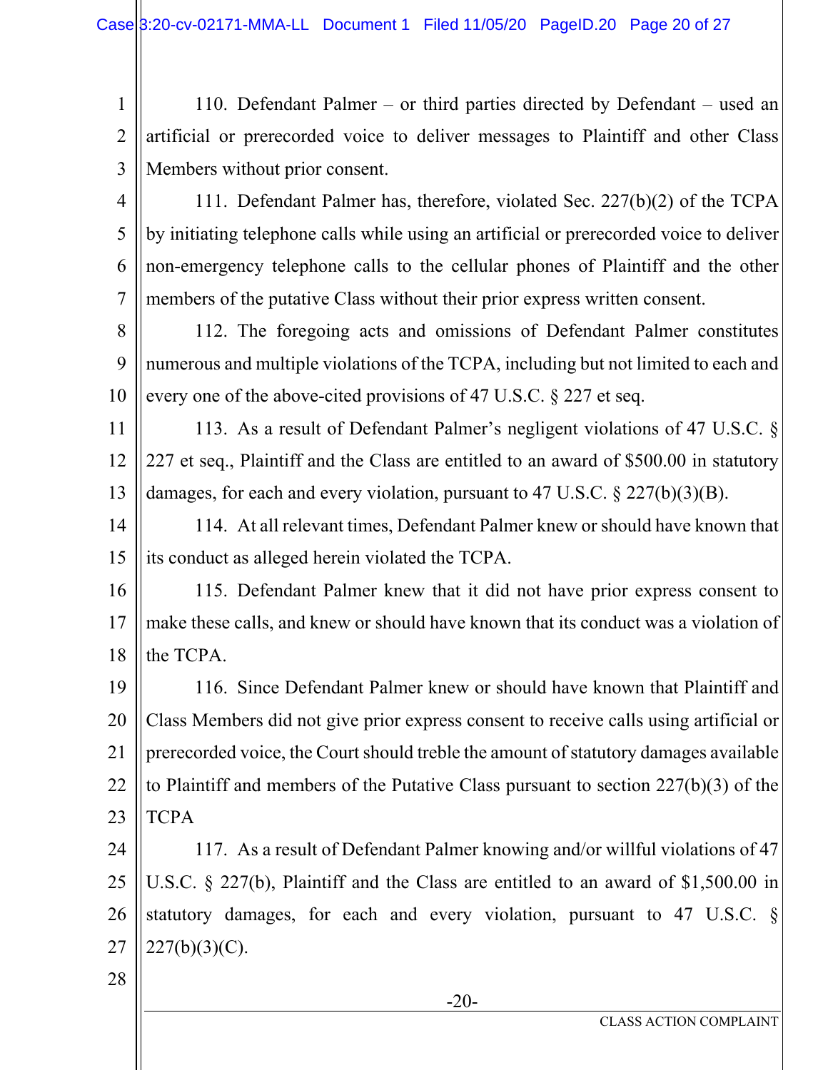110. Defendant Palmer – or third parties directed by Defendant – used an artificial or prerecorded voice to deliver messages to Plaintiff and other Class Members without prior consent.

111. Defendant Palmer has, therefore, violated Sec. 227(b)(2) of the TCPA by initiating telephone calls while using an artificial or prerecorded voice to deliver non-emergency telephone calls to the cellular phones of Plaintiff and the other members of the putative Class without their prior express written consent.

112. The foregoing acts and omissions of Defendant Palmer constitutes numerous and multiple violations of the TCPA, including but not limited to each and every one of the above-cited provisions of 47 U.S.C. § 227 et seq.

113. As a result of Defendant Palmer's negligent violations of 47 U.S.C. § 227 et seq., Plaintiff and the Class are entitled to an award of $500.00 in statutory damages, for each and every violation, pursuant to 47 U.S.C. § 227(b)(3)(B).

114. At all relevant times, Defendant Palmer knew or should have known that its conduct as alleged herein violated the TCPA.

115. Defendant Palmer knew that it did not have prior express consent to make these calls, and knew or should have known that its conduct was a violation of the TCPA.

116. Since Defendant Palmer knew or should have known that Plaintiff and Class Members did not give prior express consent to receive calls using artificial or prerecorded voice, the Court should treble the amount of statutory damages available to Plaintiff and members of the Putative Class pursuant to section 227(b)(3) of the TCPA

117. As a result of Defendant Palmer knowing and/or willful violations of 47 U.S.C. § 227(b), Plaintiff and the Class are entitled to an award of $1,500.00 in statutory damages, for each and every violation, pursuant to 47 U.S.C. § 227(b)(3)(C).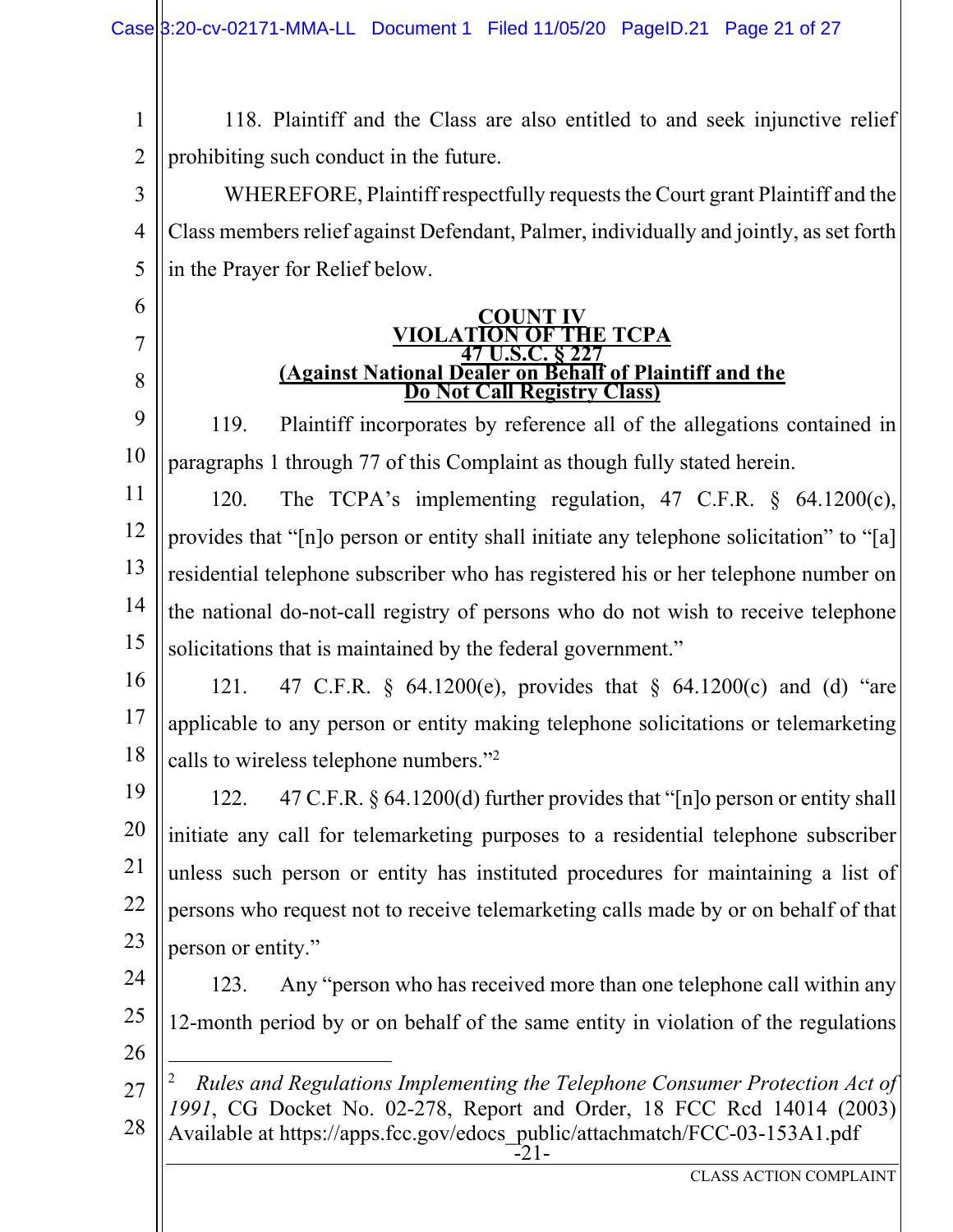118. Plaintiff and the Class are also entitled to and seek injunctive relief prohibiting such conduct in the future.

WHEREFORE, Plaintiff respectfully requests the Court grant Plaintiff and the Class members relief against Defendant, Palmer, individually and jointly, as set forth in the Prayer for Relief below.

**COUNT IV**
**VIOLATION OF THE TCPA**
**47 U.S.C. § 227**
**(Against National Dealer on Behalf of Plaintiff and the Do Not Call Registry Class)**

119. Plaintiff incorporates by reference all of the allegations contained in paragraphs 1 through 77 of this Complaint as though fully stated herein.

120. The TCPA's implementing regulation, 47 C.F.R. § 64.1200(c), provides that "[n]o person or entity shall initiate any telephone solicitation" to "[a] residential telephone subscriber who has registered his or her telephone number on the national do-not-call registry of persons who do not wish to receive telephone solicitations that is maintained by the federal government."

121. 47 C.F.R. § 64.1200(e), provides that § 64.1200(c) and (d) "are applicable to any person or entity making telephone solicitations or telemarketing calls to wireless telephone numbers."[2]

122. 47 C.F.R. § 64.1200(d) further provides that "[n]o person or entity shall initiate any call for telemarketing purposes to a residential telephone subscriber unless such person or entity has instituted procedures for maintaining a list of persons who request not to receive telemarketing calls made by or on behalf of that person or entity."

123. Any "person who has received more than one telephone call within any 12-month period by or on behalf of the same entity in violation of the regulations

---

[2] *Rules and Regulations Implementing the Telephone Consumer Protection Act of 1991*, CG Docket No. 02-278, Report and Order, 18 FCC Rcd 14014 (2003) Available at https://apps.fcc.gov/edocs_public/attachmatch/FCC-03-153A1.pdf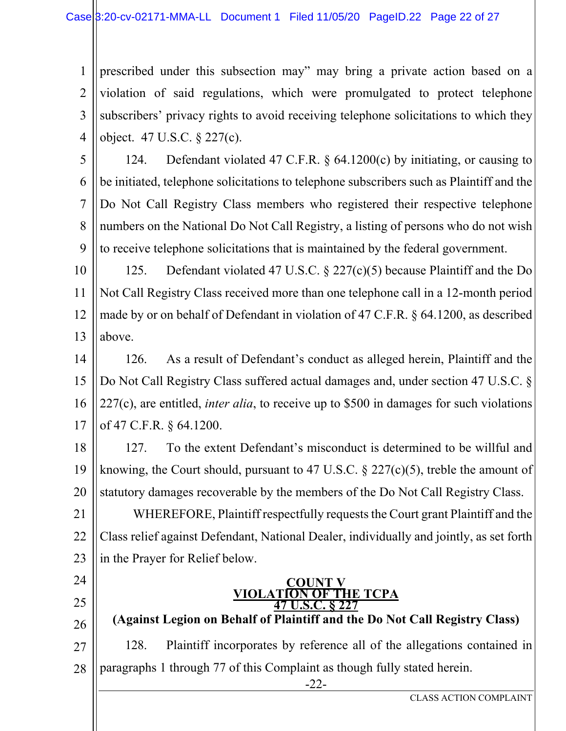prescribed under this subsection may" may bring a private action based on a violation of said regulations, which were promulgated to protect telephone subscribers' privacy rights to avoid receiving telephone solicitations to which they object. 47 U.S.C. § 227(c).

124. Defendant violated 47 C.F.R. § 64.1200(c) by initiating, or causing to be initiated, telephone solicitations to telephone subscribers such as Plaintiff and the Do Not Call Registry Class members who registered their respective telephone numbers on the National Do Not Call Registry, a listing of persons who do not wish to receive telephone solicitations that is maintained by the federal government.

125. Defendant violated 47 U.S.C. § 227(c)(5) because Plaintiff and the Do Not Call Registry Class received more than one telephone call in a 12-month period made by or on behalf of Defendant in violation of 47 C.F.R. § 64.1200, as described above.

126. As a result of Defendant's conduct as alleged herein, Plaintiff and the Do Not Call Registry Class suffered actual damages and, under section 47 U.S.C. § 227(c), are entitled, *inter alia*, to receive up to $500 in damages for such violations of 47 C.F.R. § 64.1200.

127. To the extent Defendant's misconduct is determined to be willful and knowing, the Court should, pursuant to 47 U.S.C. § 227(c)(5), treble the amount of statutory damages recoverable by the members of the Do Not Call Registry Class.

WHEREFORE, Plaintiff respectfully requests the Court grant Plaintiff and the Class relief against Defendant, National Dealer, individually and jointly, as set forth in the Prayer for Relief below.

## COUNT V
## VIOLATION OF THE TCPA
## 47 U.S.C. § 227
**(Against Legion on Behalf of Plaintiff and the Do Not Call Registry Class)**

128. Plaintiff incorporates by reference all of the allegations contained in paragraphs 1 through 77 of this Complaint as though fully stated herein.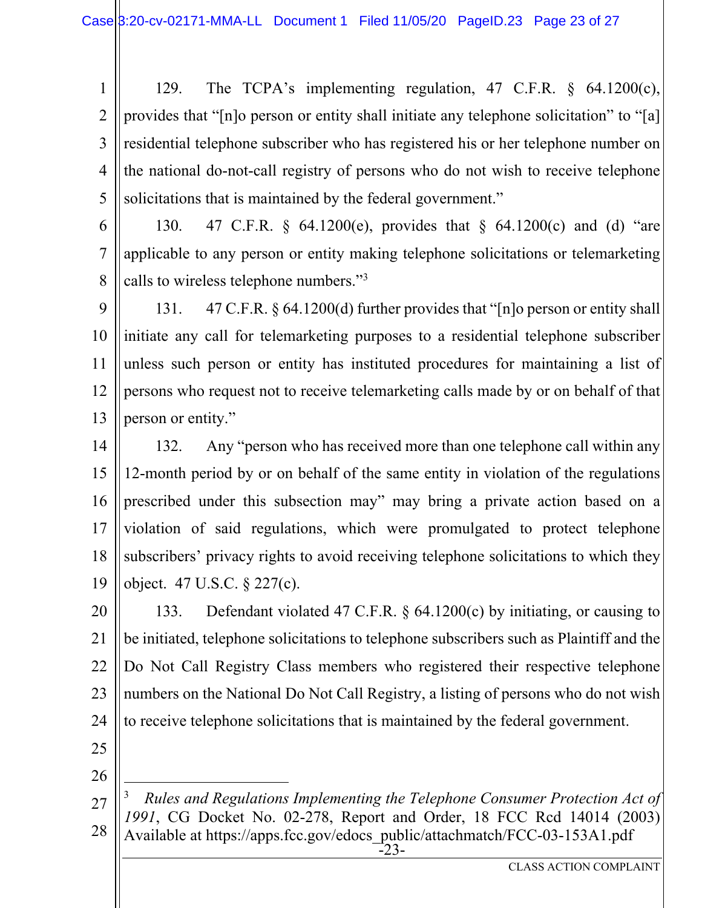129. The TCPA's implementing regulation, 47 C.F.R. § 64.1200(c), provides that "[n]o person or entity shall initiate any telephone solicitation" to "[a] residential telephone subscriber who has registered his or her telephone number on the national do-not-call registry of persons who do not wish to receive telephone solicitations that is maintained by the federal government."

130. 47 C.F.R. § 64.1200(e), provides that § 64.1200(c) and (d) "are applicable to any person or entity making telephone solicitations or telemarketing calls to wireless telephone numbers."[3]

131. 47 C.F.R. § 64.1200(d) further provides that "[n]o person or entity shall initiate any call for telemarketing purposes to a residential telephone subscriber unless such person or entity has instituted procedures for maintaining a list of persons who request not to receive telemarketing calls made by or on behalf of that person or entity."

132. Any "person who has received more than one telephone call within any 12-month period by or on behalf of the same entity in violation of the regulations prescribed under this subsection may" may bring a private action based on a violation of said regulations, which were promulgated to protect telephone subscribers' privacy rights to avoid receiving telephone solicitations to which they object. 47 U.S.C. § 227(c).

133. Defendant violated 47 C.F.R. § 64.1200(c) by initiating, or causing to be initiated, telephone solicitations to telephone subscribers such as Plaintiff and the Do Not Call Registry Class members who registered their respective telephone numbers on the National Do Not Call Registry, a listing of persons who do not wish to receive telephone solicitations that is maintained by the federal government.

---

[3] *Rules and Regulations Implementing the Telephone Consumer Protection Act of 1991*, CG Docket No. 02-278, Report and Order, 18 FCC Rcd 14014 (2003) Available at https://apps.fcc.gov/edocs_public/attachmatch/FCC-03-153A1.pdf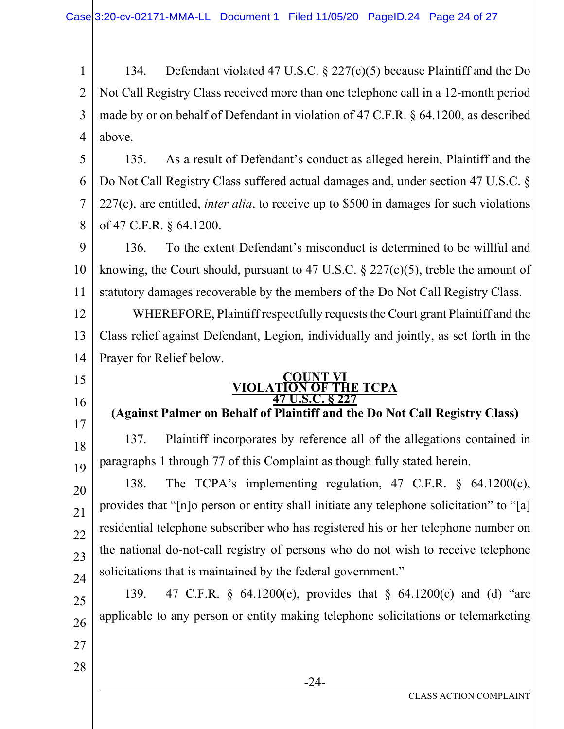134. Defendant violated 47 U.S.C. § 227(c)(5) because Plaintiff and the Do Not Call Registry Class received more than one telephone call in a 12-month period made by or on behalf of Defendant in violation of 47 C.F.R. § 64.1200, as described above.

135. As a result of Defendant's conduct as alleged herein, Plaintiff and the Do Not Call Registry Class suffered actual damages and, under section 47 U.S.C. § 227(c), are entitled, *inter alia*, to receive up to $500 in damages for such violations of 47 C.F.R. § 64.1200.

136. To the extent Defendant's misconduct is determined to be willful and knowing, the Court should, pursuant to 47 U.S.C. § 227(c)(5), treble the amount of statutory damages recoverable by the members of the Do Not Call Registry Class.

WHEREFORE, Plaintiff respectfully requests the Court grant Plaintiff and the Class relief against Defendant, Legion, individually and jointly, as set forth in the Prayer for Relief below.

## COUNT VI
## VIOLATION OF THE TCPA
## 47 U.S.C. § 227
### (Against Palmer on Behalf of Plaintiff and the Do Not Call Registry Class)

137. Plaintiff incorporates by reference all of the allegations contained in paragraphs 1 through 77 of this Complaint as though fully stated herein.

138. The TCPA's implementing regulation, 47 C.F.R. § 64.1200(c), provides that "[n]o person or entity shall initiate any telephone solicitation" to "[a] residential telephone subscriber who has registered his or her telephone number on the national do-not-call registry of persons who do not wish to receive telephone solicitations that is maintained by the federal government."

139. 47 C.F.R. § 64.1200(e), provides that § 64.1200(c) and (d) "are applicable to any person or entity making telephone solicitations or telemarketing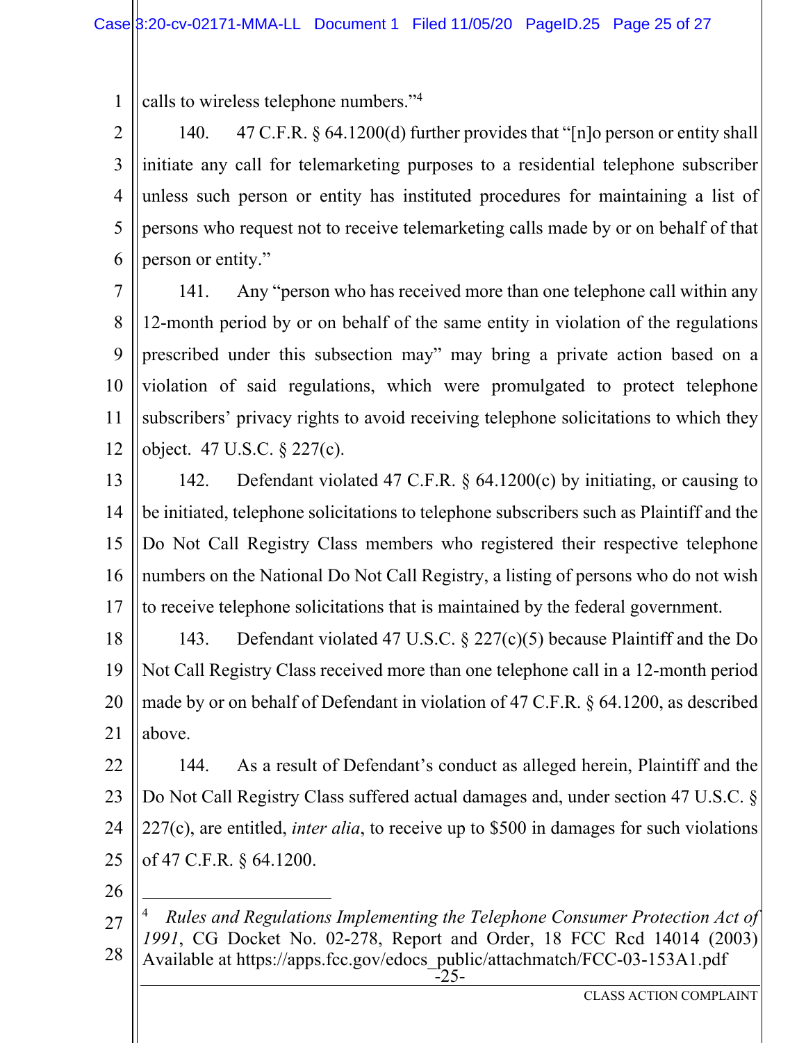calls to wireless telephone numbers."[4]

140. 47 C.F.R. § 64.1200(d) further provides that "[n]o person or entity shall initiate any call for telemarketing purposes to a residential telephone subscriber unless such person or entity has instituted procedures for maintaining a list of persons who request not to receive telemarketing calls made by or on behalf of that person or entity."

141. Any "person who has received more than one telephone call within any 12-month period by or on behalf of the same entity in violation of the regulations prescribed under this subsection may" may bring a private action based on a violation of said regulations, which were promulgated to protect telephone subscribers' privacy rights to avoid receiving telephone solicitations to which they object. 47 U.S.C. § 227(c).

142. Defendant violated 47 C.F.R. § 64.1200(c) by initiating, or causing to be initiated, telephone solicitations to telephone subscribers such as Plaintiff and the Do Not Call Registry Class members who registered their respective telephone numbers on the National Do Not Call Registry, a listing of persons who do not wish to receive telephone solicitations that is maintained by the federal government.

143. Defendant violated 47 U.S.C. § 227(c)(5) because Plaintiff and the Do Not Call Registry Class received more than one telephone call in a 12-month period made by or on behalf of Defendant in violation of 47 C.F.R. § 64.1200, as described above.

144. As a result of Defendant's conduct as alleged herein, Plaintiff and the Do Not Call Registry Class suffered actual damages and, under section 47 U.S.C. § 227(c), are entitled, *inter alia*, to receive up to $500 in damages for such violations of 47 C.F.R. § 64.1200.

---

[4] *Rules and Regulations Implementing the Telephone Consumer Protection Act of 1991*, CG Docket No. 02-278, Report and Order, 18 FCC Rcd 14014 (2003) Available at https://apps.fcc.gov/edocs_public/attachmatch/FCC-03-153A1.pdf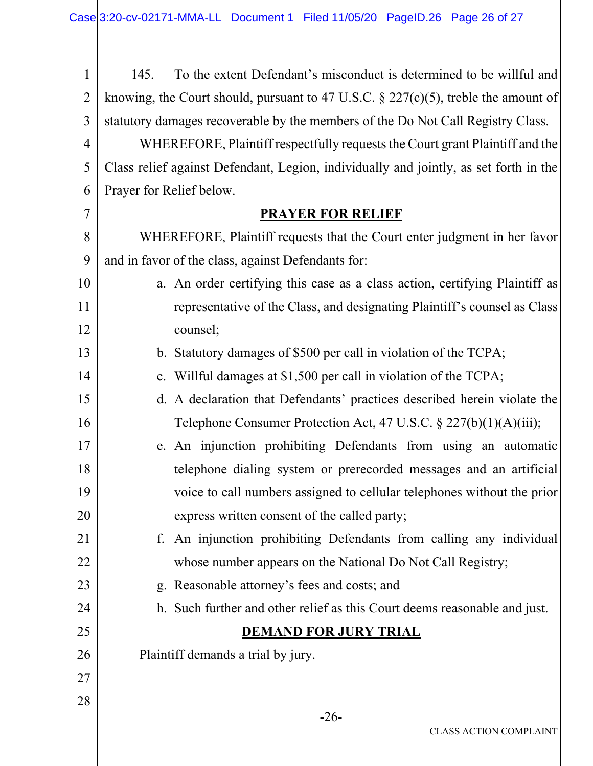145. To the extent Defendant's misconduct is determined to be willful and knowing, the Court should, pursuant to 47 U.S.C. § 227(c)(5), treble the amount of statutory damages recoverable by the members of the Do Not Call Registry Class.

WHEREFORE, Plaintiff respectfully requests the Court grant Plaintiff and the Class relief against Defendant, Legion, individually and jointly, as set forth in the Prayer for Relief below.

## PRAYER FOR RELIEF

WHEREFORE, Plaintiff requests that the Court enter judgment in her favor and in favor of the class, against Defendants for:

a. An order certifying this case as a class action, certifying Plaintiff as representative of the Class, and designating Plaintiff's counsel as Class counsel;

b. Statutory damages of $500 per call in violation of the TCPA;

c. Willful damages at $1,500 per call in violation of the TCPA;

d. A declaration that Defendants' practices described herein violate the Telephone Consumer Protection Act, 47 U.S.C. § 227(b)(1)(A)(iii);

e. An injunction prohibiting Defendants from using an automatic telephone dialing system or prerecorded messages and an artificial voice to call numbers assigned to cellular telephones without the prior express written consent of the called party;

f. An injunction prohibiting Defendants from calling any individual whose number appears on the National Do Not Call Registry;

g. Reasonable attorney's fees and costs; and

h. Such further and other relief as this Court deems reasonable and just.

## DEMAND FOR JURY TRIAL

Plaintiff demands a trial by jury.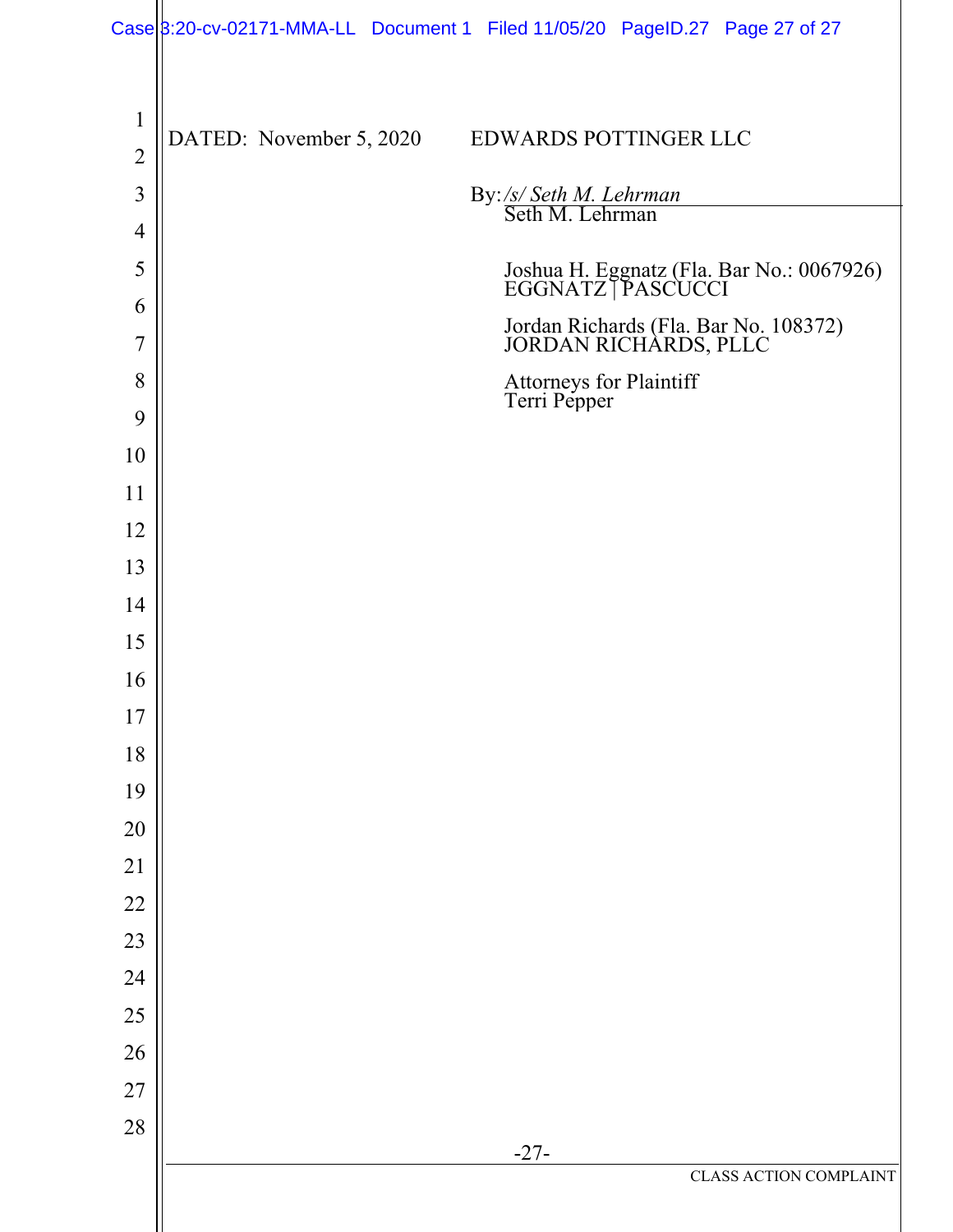DATED: November 5, 2020

EDWARDS POTTINGER LLC

By: */s/ Seth M. Lehrman*
Seth M. Lehrman

Joshua H. Eggnatz (Fla. Bar No.: 0067926)
EGGNATZ | PASCUCCI

Jordan Richards (Fla. Bar No. 108372)
JORDAN RICHARDS, PLLC

Attorneys for Plaintiff
Terri Pepper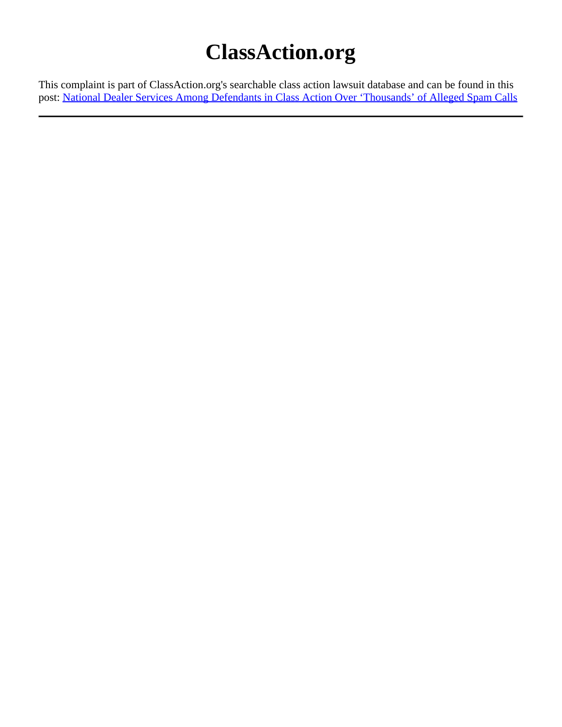# ClassAction.org

This complaint is part of ClassAction.org's searchable class action lawsuit database and can be found in this post: [National Dealer Services Among Defendants in Class Action Over 'Thousands' of Alleged Spam Calls]()

---